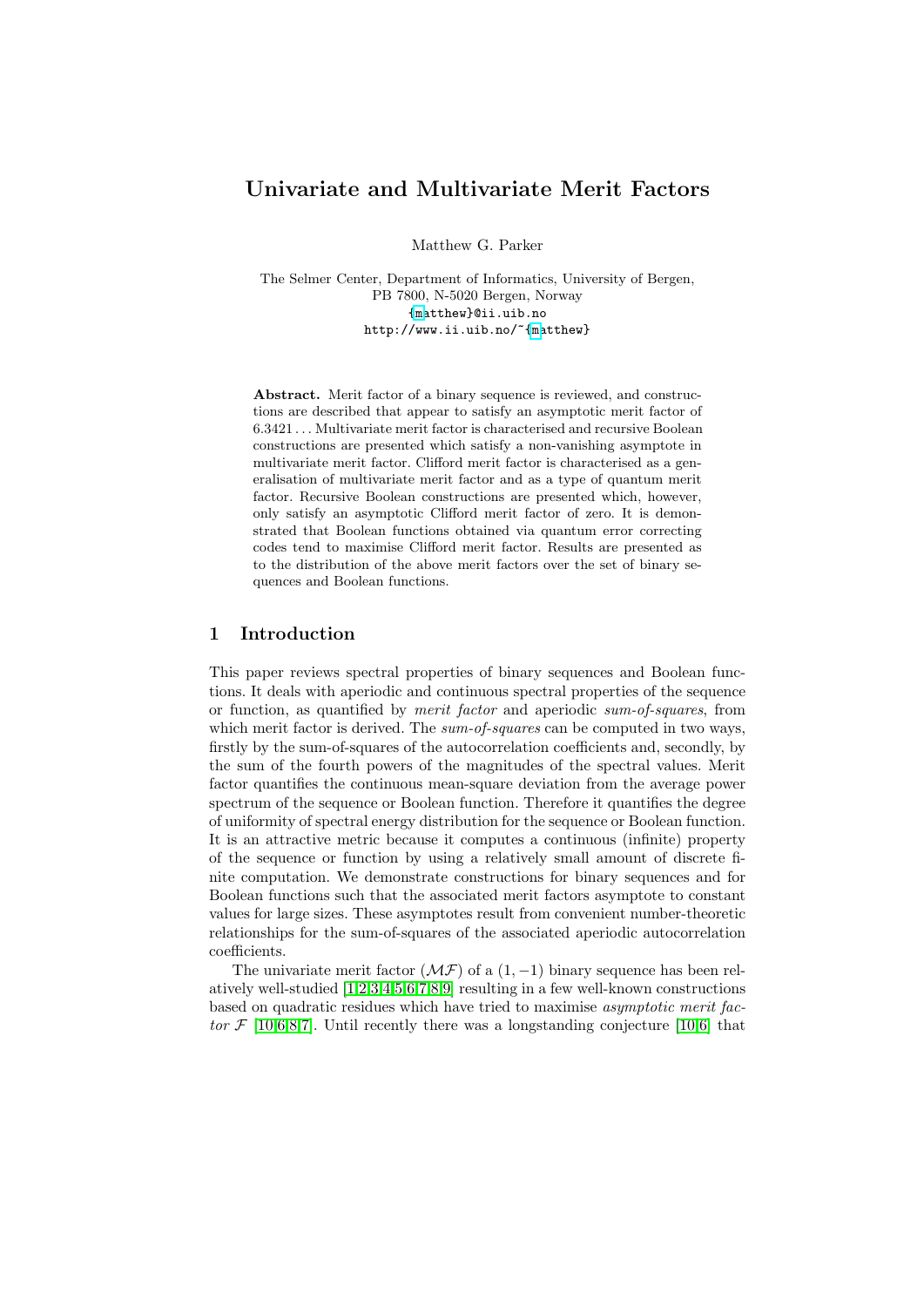# Univariate and Multivariate Merit Factors

Matthew G. Parker

The Selmer Center, Department of Informatics, University of Bergen,
PB 7800, N-5020 Bergen, Norway
{matthew}@ii.uib.no
http://www.ii.uib.no/~{matthew}

**Abstract.** Merit factor of a binary sequence is reviewed, and constructions are described that appear to satisfy an asymptotic merit factor of 6.3421... Multivariate merit factor is characterised and recursive Boolean constructions are presented which satisfy a non-vanishing asymptote in multivariate merit factor. Clifford merit factor is characterised as a generalisation of multivariate merit factor and as a type of quantum merit factor. Recursive Boolean constructions are presented which, however, only satisfy an asymptotic Clifford merit factor of zero. It is demonstrated that Boolean functions obtained via quantum error correcting codes tend to maximise Clifford merit factor. Results are presented as to the distribution of the above merit factors over the set of binary sequences and Boolean functions.

## 1 Introduction

This paper reviews spectral properties of binary sequences and Boolean functions. It deals with aperiodic and continuous spectral properties of the sequence or function, as quantified by *merit factor* and aperiodic *sum-of-squares*, from which merit factor is derived. The *sum-of-squares* can be computed in two ways, firstly by the sum-of-squares of the autocorrelation coefficients and, secondly, by the sum of the fourth powers of the magnitudes of the spectral values. Merit factor quantifies the continuous mean-square deviation from the average power spectrum of the sequence or Boolean function. Therefore it quantifies the degree of uniformity of spectral energy distribution for the sequence or Boolean function. It is an attractive metric because it computes a continuous (infinite) property of the sequence or function by using a relatively small amount of discrete finite computation. We demonstrate constructions for binary sequences and for Boolean functions such that the associated merit factors asymptote to constant values for large sizes. These asymptotes result from convenient number-theoretic relationships for the sum-of-squares of the associated aperiodic autocorrelation coefficients.

The univariate merit factor ($\mathcal{MF}$) of a $(1,-1)$ binary sequence has been relatively well-studied [1,2,3,4,5,6,7,8,9] resulting in a few well-known constructions based on quadratic residues which have tried to maximise *asymptotic merit factor* $\mathcal{F}$ [10,6,8,7]. Until recently there was a longstanding conjecture [10,6] that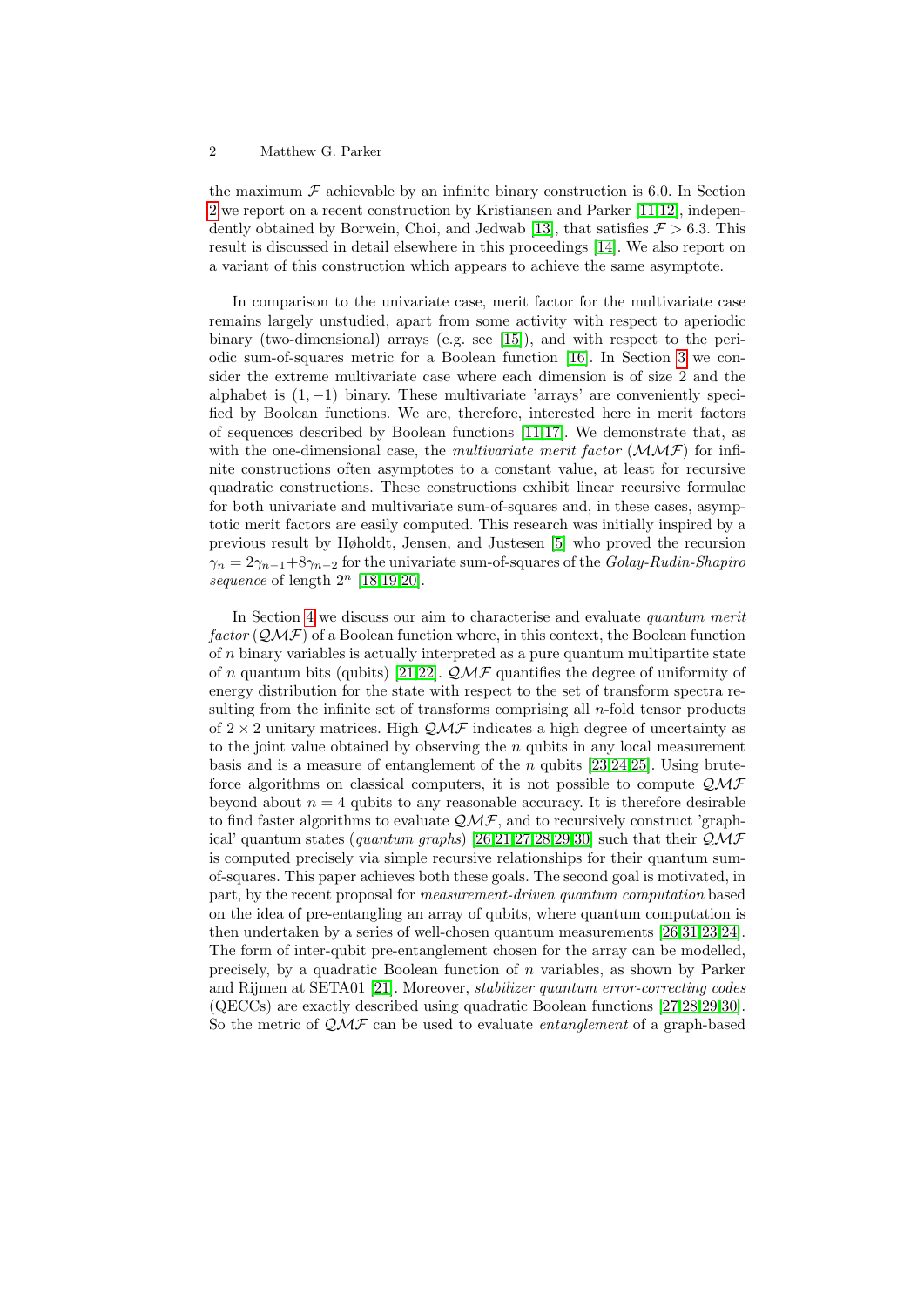the maximum $\mathcal{F}$ achievable by an infinite binary construction is 6.0. In Section 2 we report on a recent construction by Kristiansen and Parker [11,12], independently obtained by Borwein, Choi, and Jedwab [13], that satisfies $\mathcal{F} > 6.3$. This result is discussed in detail elsewhere in this proceedings [14]. We also report on a variant of this construction which appears to achieve the same asymptote.

In comparison to the univariate case, merit factor for the multivariate case remains largely unstudied, apart from some activity with respect to aperiodic binary (two-dimensional) arrays (e.g. see [15]), and with respect to the periodic sum-of-squares metric for a Boolean function [16]. In Section 3 we consider the extreme multivariate case where each dimension is of size 2 and the alphabet is $(1, -1)$ binary. These multivariate 'arrays' are conveniently specified by Boolean functions. We are, therefore, interested here in merit factors of sequences described by Boolean functions [11,17]. We demonstrate that, as with the one-dimensional case, the *multivariate merit factor* ($\mathcal{MMF}$) for infinite constructions often asymptotes to a constant value, at least for recursive quadratic constructions. These constructions exhibit linear recursive formulae for both univariate and multivariate sum-of-squares and, in these cases, asymptotic merit factors are easily computed. This research was initially inspired by a previous result by Høholdt, Jensen, and Justesen [5] who proved the recursion $\gamma_n = 2\gamma_{n-1} + 8\gamma_{n-2}$ for the univariate sum-of-squares of the *Golay-Rudin-Shapiro sequence* of length $2^n$ [18,19,20].

In Section 4 we discuss our aim to characterise and evaluate *quantum merit factor* ($\mathcal{QMF}$) of a Boolean function where, in this context, the Boolean function of $n$ binary variables is actually interpreted as a pure quantum multipartite state of $n$ quantum bits (qubits) [21,22]. $\mathcal{QMF}$ quantifies the degree of uniformity of energy distribution for the state with respect to the set of transform spectra resulting from the infinite set of transforms comprising all $n$-fold tensor products of $2 \times 2$ unitary matrices. High $\mathcal{QMF}$ indicates a high degree of uncertainty as to the joint value obtained by observing the $n$ qubits in any local measurement basis and is a measure of entanglement of the $n$ qubits [23,24,25]. Using brute-force algorithms on classical computers, it is not possible to compute $\mathcal{QMF}$ beyond about $n = 4$ qubits to any reasonable accuracy. It is therefore desirable to find faster algorithms to evaluate $\mathcal{QMF}$, and to recursively construct 'graphical' quantum states (*quantum graphs*) [26,21,27,28,29,30] such that their $\mathcal{QMF}$ is computed precisely via simple recursive relationships for their quantum sum-of-squares. This paper achieves both these goals. The second goal is motivated, in part, by the recent proposal for *measurement-driven quantum computation* based on the idea of pre-entangling an array of qubits, where quantum computation is then undertaken by a series of well-chosen quantum measurements [26,31,23,24]. The form of inter-qubit pre-entanglement chosen for the array can be modelled, precisely, by a quadratic Boolean function of $n$ variables, as shown by Parker and Rijmen at SETA01 [21]. Moreover, *stabilizer quantum error-correcting codes* (QECCs) are exactly described using quadratic Boolean functions [27,28,29,30]. So the metric of $\mathcal{QMF}$ can be used to evaluate *entanglement* of a graph-based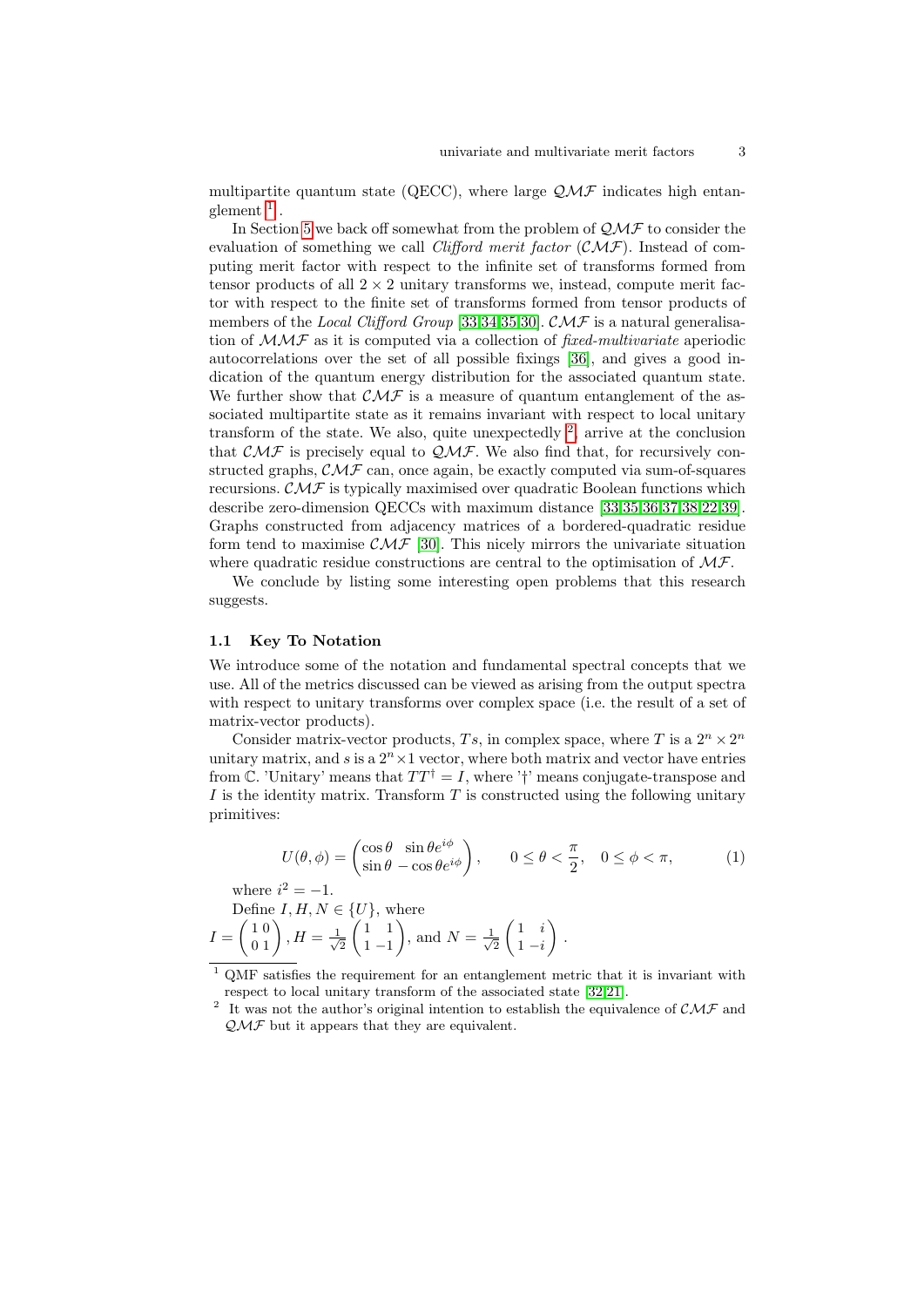multipartite quantum state (QECC), where large $\mathcal{QMF}$ indicates high entanglement [1].

In Section 5 we back off somewhat from the problem of $\mathcal{QMF}$ to consider the evaluation of something we call *Clifford merit factor* ($\mathcal{CMF}$). Instead of computing merit factor with respect to the infinite set of transforms formed from tensor products of all $2 \times 2$ unitary transforms we, instead, compute merit factor with respect to the finite set of transforms formed from tensor products of members of the *Local Clifford Group* [33,34,35,30]. $\mathcal{CMF}$ is a natural generalisation of $\mathcal{MMF}$ as it is computed via a collection of *fixed-multivariate* aperiodic autocorrelations over the set of all possible fixings [36], and gives a good indication of the quantum energy distribution for the associated quantum state. We further show that $\mathcal{CMF}$ is a measure of quantum entanglement of the associated multipartite state as it remains invariant with respect to local unitary transform of the state. We also, quite unexpectedly [2], arrive at the conclusion that $\mathcal{CMF}$ is precisely equal to $\mathcal{QMF}$. We also find that, for recursively constructed graphs, $\mathcal{CMF}$ can, once again, be exactly computed via sum-of-squares recursions. $\mathcal{CMF}$ is typically maximised over quadratic Boolean functions which describe zero-dimension QECCs with maximum distance [33,35,36,37,38,22,39]. Graphs constructed from adjacency matrices of a bordered-quadratic residue form tend to maximise $\mathcal{CMF}$ [30]. This nicely mirrors the univariate situation where quadratic residue constructions are central to the optimisation of $\mathcal{MF}$.

We conclude by listing some interesting open problems that this research suggests.

### 1.1 Key To Notation

We introduce some of the notation and fundamental spectral concepts that we use. All of the metrics discussed can be viewed as arising from the output spectra with respect to unitary transforms over complex space (i.e. the result of a set of matrix-vector products).

Consider matrix-vector products, $Ts$, in complex space, where $T$ is a $2^n \times 2^n$ unitary matrix, and $s$ is a $2^n \times 1$ vector, where both matrix and vector have entries from $\mathbb{C}$. 'Unitary' means that $TT^\dagger = I$, where '$\dagger$' means conjugate-transpose and $I$ is the identity matrix. Transform $T$ is constructed using the following unitary primitives:

$$U(\theta, \phi) = \begin{pmatrix} \cos\theta & \sin\theta e^{i\phi} \\ \sin\theta & -\cos\theta e^{i\phi} \end{pmatrix}, \qquad 0 \le \theta < \frac{\pi}{2}, \quad 0 \le \phi < \pi, \tag{1}$$

where $i^2 = -1$.

Define $I, H, N \in \{U\}$, where
$I = \begin{pmatrix} 1 & 0 \\ 0 & 1 \end{pmatrix}, H = \frac{1}{\sqrt{2}} \begin{pmatrix} 1 & 1 \\ 1 & -1 \end{pmatrix}$, and $N = \frac{1}{\sqrt{2}} \begin{pmatrix} 1 & i \\ 1 & -i \end{pmatrix}$.

[1] QMF satisfies the requirement for an entanglement metric that it is invariant with respect to local unitary transform of the associated state [32,21].

[2] It was not the author's original intention to establish the equivalence of $\mathcal{CMF}$ and $\mathcal{QMF}$ but it appears that they are equivalent.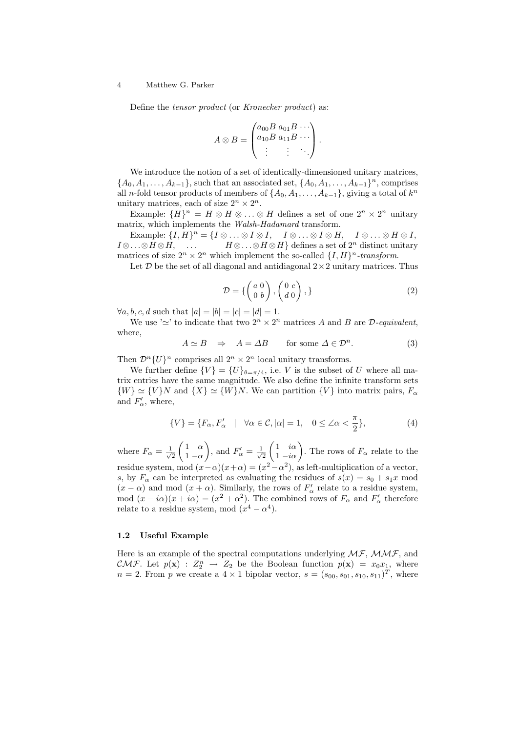Define the *tensor product* (or *Kronecker product*) as:

$$A \otimes B = \begin{pmatrix} a_{00}B & a_{01}B & \cdots \\ a_{10}B & a_{11}B & \cdots \\ \vdots & \vdots & \ddots \end{pmatrix}.$$

We introduce the notion of a set of identically-dimensioned unitary matrices, $\{A_0, A_1, \ldots, A_{k-1}\}$, such that an associated set, $\{A_0, A_1, \ldots, A_{k-1}\}^n$, comprises all $n$-fold tensor products of members of $\{A_0, A_1, \ldots, A_{k-1}\}$, giving a total of $k^n$ unitary matrices, each of size $2^n \times 2^n$.

Example: $\{H\}^n = H \otimes H \otimes \ldots \otimes H$ defines a set of one $2^n \times 2^n$ unitary matrix, which implements the *Walsh-Hadamard* transform.

Example: $\{I, H\}^n = \{I \otimes \ldots \otimes I \otimes I, \quad I \otimes \ldots \otimes I \otimes H, \quad I \otimes \ldots \otimes H \otimes I, \quad I \otimes \ldots \otimes H \otimes H, \quad \ldots \quad H \otimes \ldots \otimes H \otimes H\}$ defines a set of $2^n$ distinct unitary matrices of size $2^n \times 2^n$ which implement the so-called $\{I, H\}^n$*-transform*.

Let $\mathcal{D}$ be the set of all diagonal and antidiagonal $2 \times 2$ unitary matrices. Thus

$$\mathcal{D} = \{ \begin{pmatrix} a & 0 \\ 0 & b \end{pmatrix}, \begin{pmatrix} 0 & c \\ d & 0 \end{pmatrix}, \} \tag{2}$$

$\forall a, b, c, d$ such that $|a| = |b| = |c| = |d| = 1$.

We use '$\simeq$' to indicate that two $2^n \times 2^n$ matrices $A$ and $B$ are $\mathcal{D}$*-equivalent*, where,

$$A \simeq B \quad \Rightarrow \quad A = \Delta B \qquad \text{for some } \Delta \in \mathcal{D}^n. \tag{3}$$

Then $\mathcal{D}^n\{U\}^n$ comprises all $2^n \times 2^n$ local unitary transforms.

We further define $\{V\} = \{U\}_{\theta=\pi/4}$, i.e. $V$ is the subset of $U$ where all matrix entries have the same magnitude. We also define the infinite transform sets $\{W\} \simeq \{V\}N$ and $\{X\} \simeq \{W\}N$. We can partition $\{V\}$ into matrix pairs, $F_\alpha$ and $F'_\alpha$, where,

$$\{V\} = \{F_\alpha, F'_\alpha \quad | \quad \forall \alpha \in \mathcal{C}, |\alpha| = 1, \quad 0 \leq \angle\alpha < \frac{\pi}{2}\}, \tag{4}$$

where $F_\alpha = \frac{1}{\sqrt{2}} \begin{pmatrix} 1 & \alpha \\ 1 & -\alpha \end{pmatrix}$, and $F'_\alpha = \frac{1}{\sqrt{2}} \begin{pmatrix} 1 & i\alpha \\ 1 & -i\alpha \end{pmatrix}$. The rows of $F_\alpha$ relate to the residue system, mod $(x-\alpha)(x+\alpha) = (x^2 - \alpha^2)$, as left-multiplication of a vector, $s$, by $F_\alpha$ can be interpreted as evaluating the residues of $s(x) = s_0 + s_1 x$ mod $(x - \alpha)$ and mod $(x + \alpha)$. Similarly, the rows of $F'_\alpha$ relate to a residue system, mod $(x - i\alpha)(x + i\alpha) = (x^2 + \alpha^2)$. The combined rows of $F_\alpha$ and $F'_\alpha$ therefore relate to a residue system, mod $(x^4 - \alpha^4)$.

### 1.2 Useful Example

Here is an example of the spectral computations underlying $\mathcal{MF}$, $\mathcal{MMF}$, and $\mathcal{CMF}$. Let $p(\mathbf{x}) : Z_2^n \rightarrow Z_2$ be the Boolean function $p(\mathbf{x}) = x_0x_1$, where $n = 2$. From $p$ we create a $4 \times 1$ bipolar vector, $s = (s_{00}, s_{01}, s_{10}, s_{11})^T$, where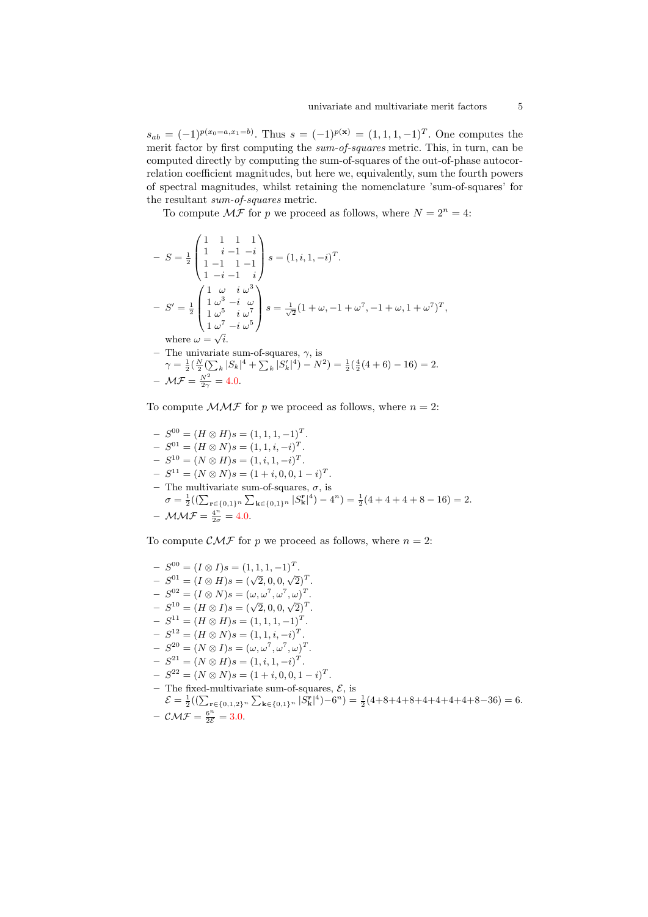$s_{ab} = (-1)^{p(x_0=a, x_1=b)}$. Thus $s = (-1)^{p(\mathbf{x})} = (1,1,1,-1)^T$. One computes the merit factor by first computing the *sum-of-squares* metric. This, in turn, can be computed directly by computing the sum-of-squares of the out-of-phase autocorrelation coefficient magnitudes, but here we, equivalently, sum the fourth powers of spectral magnitudes, whilst retaining the nomenclature 'sum-of-squares' for the resultant *sum-of-squares* metric.

To compute $\mathcal{MF}$ for $p$ we proceed as follows, where $N = 2^n = 4$:

- $S = \frac{1}{2}\begin{pmatrix} 1 & 1 & 1 & 1 \\ 1 & i & -1 & -i \\ 1 & -1 & 1 & -1 \\ 1 & -i & -1 & i \end{pmatrix} s = (1, i, 1, -i)^T$.
- $S' = \frac{1}{2}\begin{pmatrix} 1 & \omega & i & \omega^3 \\ 1 & \omega^3 & -i & \omega \\ 1 & \omega^5 & i & \omega^7 \\ 1 & \omega^7 & -i & \omega^5 \end{pmatrix} s = \frac{1}{\sqrt{2}}(1+\omega, -1+\omega^7, -1+\omega, 1+\omega^7)^T$,
  where $\omega = \sqrt{i}$.
- The univariate sum-of-squares, $\gamma$, is
  $\gamma = \frac{1}{2}(\frac{N}{2}(\sum_k |S_k|^4 + \sum_k |S'_k|^4) - N^2) = \frac{1}{2}(\frac{4}{2}(4+6) - 16) = 2$.
- $\mathcal{MF} = \frac{N^2}{2\gamma} = 4.0$.

To compute $\mathcal{MMF}$ for $p$ we proceed as follows, where $n = 2$:

- $S^{00} = (H \otimes H)s = (1,1,1,-1)^T$.
- $S^{01} = (H \otimes N)s = (1,1,i,-i)^T$.
- $S^{10} = (N \otimes H)s = (1,i,1,-i)^T$.
- $S^{11} = (N \otimes N)s = (1+i, 0, 0, 1-i)^T$.
- The multivariate sum-of-squares, $\sigma$, is
  $\sigma = \frac{1}{2}((\sum_{\mathbf{r}\in\{0,1\}^n} \sum_{\mathbf{k}\in\{0,1\}^n} |S^{\mathbf{r}}_{\mathbf{k}}|^4) - 4^n) = \frac{1}{2}(4+4+4+8-16) = 2$.
- $\mathcal{MMF} = \frac{4^n}{2\sigma} = 4.0$.

To compute $\mathcal{CMF}$ for $p$ we proceed as follows, where $n = 2$:

- $S^{00} = (I \otimes I)s = (1,1,1,-1)^T$.
- $S^{01} = (I \otimes H)s = (\sqrt{2}, 0, 0, \sqrt{2})^T$.
- $S^{02} = (I \otimes N)s = (\omega, \omega^7, \omega^7, \omega)^T$.
- $S^{10} = (H \otimes I)s = (\sqrt{2}, 0, 0, \sqrt{2})^T$.
- $S^{11} = (H \otimes H)s = (1,1,1,-1)^T$.
- $S^{12} = (H \otimes N)s = (1,1,i,-i)^T$.
- $S^{20} = (N \otimes I)s = (\omega, \omega^7, \omega^7, \omega)^T$.
- $S^{21} = (N \otimes H)s = (1,i,1,-i)^T$.
- $S^{22} = (N \otimes N)s = (1+i, 0, 0, 1-i)^T$.
- The fixed-multivariate sum-of-squares, $\mathcal{E}$, is
  $\mathcal{E} = \frac{1}{2}((\sum_{\mathbf{r}\in\{0,1,2\}^n} \sum_{\mathbf{k}\in\{0,1\}^n} |S^{\mathbf{r}}_{\mathbf{k}}|^4) - 6^n) = \frac{1}{2}(4+8+4+8+4+4+4+4+8-36) = 6$.
- $\mathcal{CMF} = \frac{6^n}{2\mathcal{E}} = 3.0$.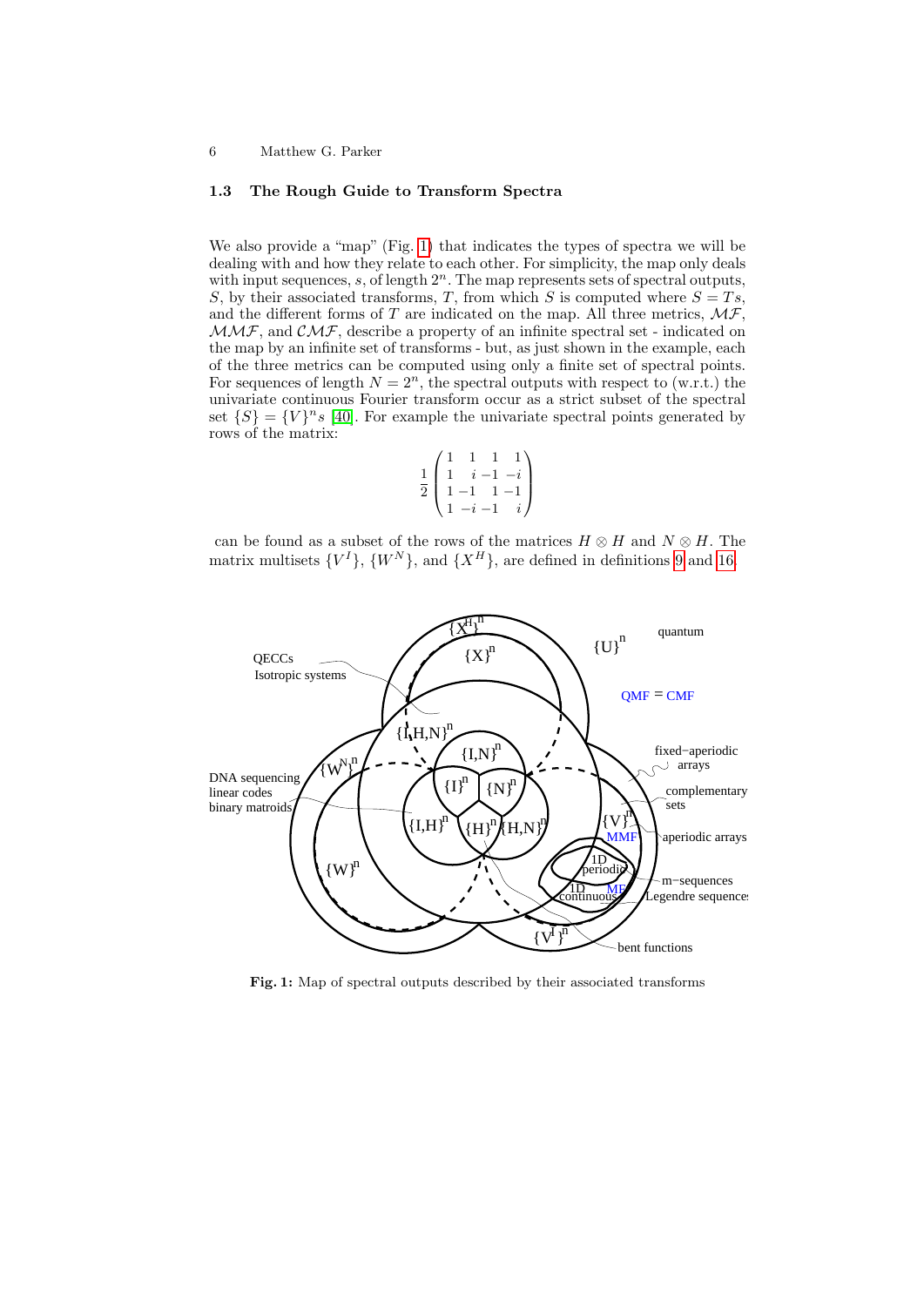### 1.3 The Rough Guide to Transform Spectra

We also provide a "map" (Fig. 1) that indicates the types of spectra we will be dealing with and how they relate to each other. For simplicity, the map only deals with input sequences, $s$, of length $2^n$. The map represents sets of spectral outputs, $S$, by their associated transforms, $T$, from which $S$ is computed where $S = Ts$, and the different forms of $T$ are indicated on the map. All three metrics, $\mathcal{MF}$, $\mathcal{MMF}$, and $\mathcal{CMF}$, describe a property of an infinite spectral set - indicated on the map by an infinite set of transforms - but, as just shown in the example, each of the three metrics can be computed using only a finite set of spectral points. For sequences of length $N = 2^n$, the spectral outputs with respect to (w.r.t.) the univariate continuous Fourier transform occur as a strict subset of the spectral set $\{S\} = \{V\}^n s$ [40]. For example the univariate spectral points generated by rows of the matrix:

$$\frac{1}{2}\begin{pmatrix} 1 & 1 & 1 & 1 \\ 1 & i & -1 & -i \\ 1 & -1 & 1 & -1 \\ 1 & -i & -1 & i \end{pmatrix}$$

can be found as a subset of the rows of the matrices $H \otimes H$ and $N \otimes H$. The matrix multisets $\{V^I\}$, $\{W^N\}$, and $\{X^H\}$, are defined in definitions 9 and 16.

**Fig. 1:** Map of spectral outputs described by their associated transforms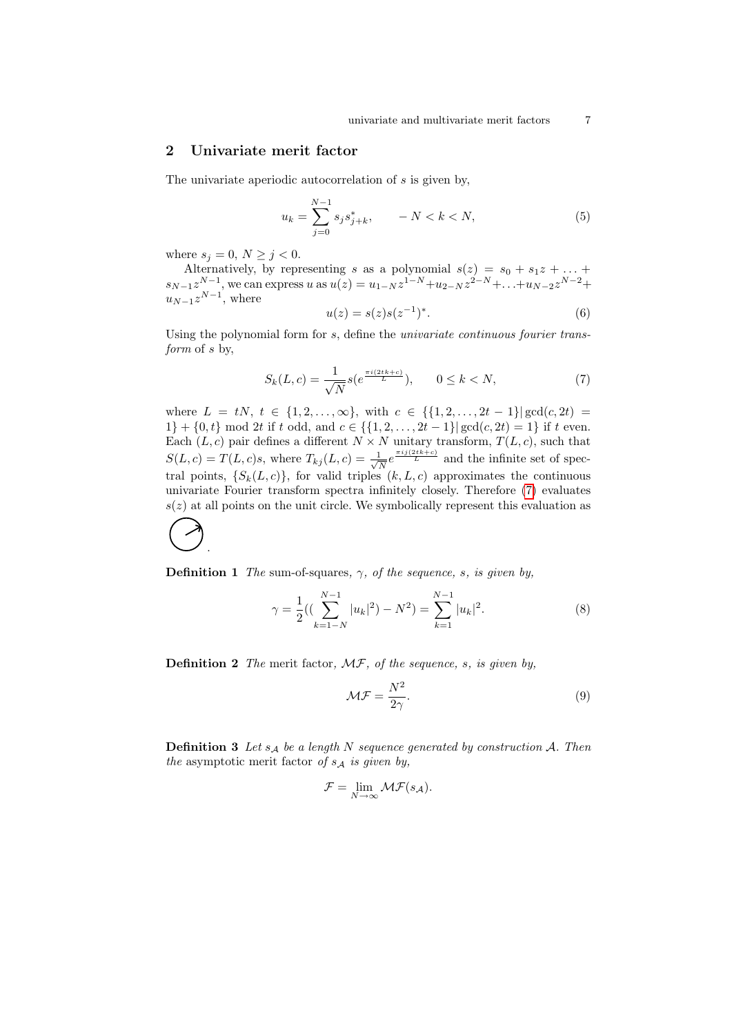## 2 Univariate merit factor

The univariate aperiodic autocorrelation of $s$ is given by,

$$u_k = \sum_{j=0}^{N-1} s_j s^*_{j+k}, \qquad -N < k < N, \tag{5}$$

where $s_j = 0$, $N \geq j < 0$.

Alternatively, by representing $s$ as a polynomial $s(z) = s_0 + s_1 z + \ldots + s_{N-1} z^{N-1}$, we can express $u$ as $u(z) = u_{1-N}z^{1-N} + u_{2-N}z^{2-N} + \ldots + u_{N-2}z^{N-2} + u_{N-1}z^{N-1}$, where

$$u(z) = s(z)s(z^{-1})^*. \tag{6}$$

Using the polynomial form for $s$, define the *univariate continuous fourier transform* of $s$ by,

$$S_k(L,c) = \frac{1}{\sqrt{N}} s(e^{\frac{\pi i(2tk+c)}{L}}), \qquad 0 \leq k < N, \tag{7}$$

where $L = tN$, $t \in \{1, 2, \ldots, \infty\}$, with $c \in \{\{1, 2, \ldots, 2t-1\} | \gcd(c, 2t) = 1\} + \{0, t\} \bmod 2t$ if $t$ odd, and $c \in \{\{1, 2, \ldots, 2t-1\} | \gcd(c, 2t) = 1\}$ if $t$ even. Each $(L, c)$ pair defines a different $N \times N$ unitary transform, $T(L, c)$, such that $S(L, c) = T(L, c)s$, where $T_{kj}(L,c) = \frac{1}{\sqrt{N}} e^{\frac{\pi i j(2tk+c)}{L}}$ and the infinite set of spectral points, $\{S_k(L, c)\}$, for valid triples $(k, L, c)$ approximates the continuous univariate Fourier transform spectra infinitely closely. Therefore (7) evaluates $s(z)$ at all points on the unit circle. We symbolically represent this evaluation as ⟳.

**Definition 1** *The* sum-of-squares*, $\gamma$, of the sequence, $s$, is given by,*

$$\gamma = \frac{1}{2}((\sum_{k=1-N}^{N-1} |u_k|^2) - N^2) = \sum_{k=1}^{N-1} |u_k|^2. \tag{8}$$

**Definition 2** *The* merit factor*, $\mathcal{MF}$, of the sequence, $s$, is given by,*

$$\mathcal{MF} = \frac{N^2}{2\gamma}. \tag{9}$$

**Definition 3** *Let $s_{\mathcal{A}}$ be a length $N$ sequence generated by construction $\mathcal{A}$. Then the* asymptotic merit factor *of $s_{\mathcal{A}}$ is given by,*

$$\mathcal{F} = \lim_{N \to \infty} \mathcal{MF}(s_{\mathcal{A}}).$$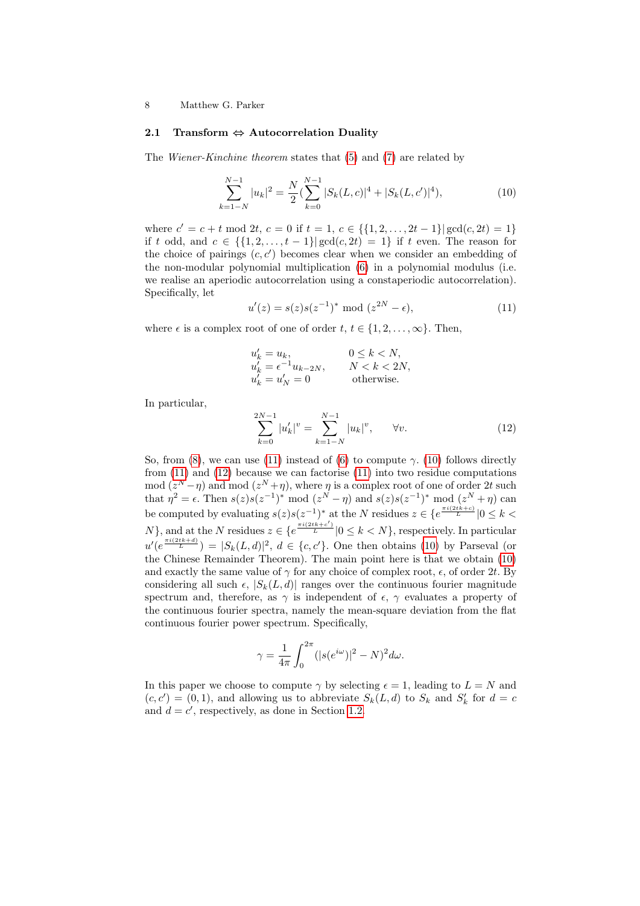## 2.1 Transform ⇔ Autocorrelation Duality

The *Wiener-Kinchine theorem* states that (5) and (7) are related by

$$\sum_{k=1-N}^{N-1} |u_k|^2 = \frac{N}{2}(\sum_{k=0}^{N-1} |S_k(L,c)|^4 + |S_k(L,c')|^4), \tag{10}$$

where $c' = c + t \bmod 2t$, $c = 0$ if $t = 1$, $c \in \{\{1,2,\ldots,2t-1\}|\gcd(c,2t) = 1\}$ if $t$ odd, and $c \in \{\{1,2,\ldots,t-1\}|\gcd(c,2t) = 1\}$ if $t$ even. The reason for the choice of pairings $(c,c')$ becomes clear when we consider an embedding of the non-modular polynomial multiplication (6) in a polynomial modulus (i.e. we realise an aperiodic autocorrelation using a constaperiodic autocorrelation). Specifically, let

$$u'(z) = s(z)s(z^{-1})^* \bmod (z^{2N} - \epsilon), \tag{11}$$

where $\epsilon$ is a complex root of one of order $t$, $t \in \{1,2,\ldots,\infty\}$. Then,

$$\begin{array}{ll} u'_k = u_k, & 0 \le k < N, \\ u'_k = \epsilon^{-1} u_{k-2N}, & N < k < 2N, \\ u'_k = u'_N = 0 & \text{otherwise.} \end{array}$$

In particular,

$$\sum_{k=0}^{2N-1} |u'_k|^v = \sum_{k=1-N}^{N-1} |u_k|^v, \qquad \forall v. \tag{12}$$

So, from (8), we can use (11) instead of (6) to compute $\gamma$. (10) follows directly from (11) and (12) because we can factorise (11) into two residue computations mod $(z^N - \eta)$ and mod $(z^N + \eta)$, where $\eta$ is a complex root of one of order $2t$ such that $\eta^2 = \epsilon$. Then $s(z)s(z^{-1})^* \bmod (z^N - \eta)$ and $s(z)s(z^{-1})^* \bmod (z^N + \eta)$ can be computed by evaluating $s(z)s(z^{-1})^*$ at the $N$ residues $z \in \{e^{\frac{\pi i(2tk+c)}{L}} | 0 \le k < N\}$, and at the $N$ residues $z \in \{e^{\frac{\pi i(2tk+c')}{L}} | 0 \le k < N\}$, respectively. In particular $u'(e^{\frac{\pi i(2tk+d)}{L}}) = |S_k(L,d)|^2$, $d \in \{c,c'\}$. One then obtains (10) by Parseval (or the Chinese Remainder Theorem). The main point here is that we obtain (10) and exactly the same value of $\gamma$ for any choice of complex root, $\epsilon$, of order $2t$. By considering all such $\epsilon$, $|S_k(L,d)|$ ranges over the continuous fourier magnitude spectrum and, therefore, as $\gamma$ is independent of $\epsilon$, $\gamma$ evaluates a property of the continuous fourier spectra, namely the mean-square deviation from the flat continuous fourier power spectrum. Specifically,

$$\gamma = \frac{1}{4\pi} \int_0^{2\pi} (|s(e^{i\omega})|^2 - N)^2 d\omega.$$

In this paper we choose to compute $\gamma$ by selecting $\epsilon = 1$, leading to $L = N$ and $(c,c') = (0,1)$, and allowing us to abbreviate $S_k(L,d)$ to $S_k$ and $S'_k$ for $d = c$ and $d = c'$, respectively, as done in Section 1.2.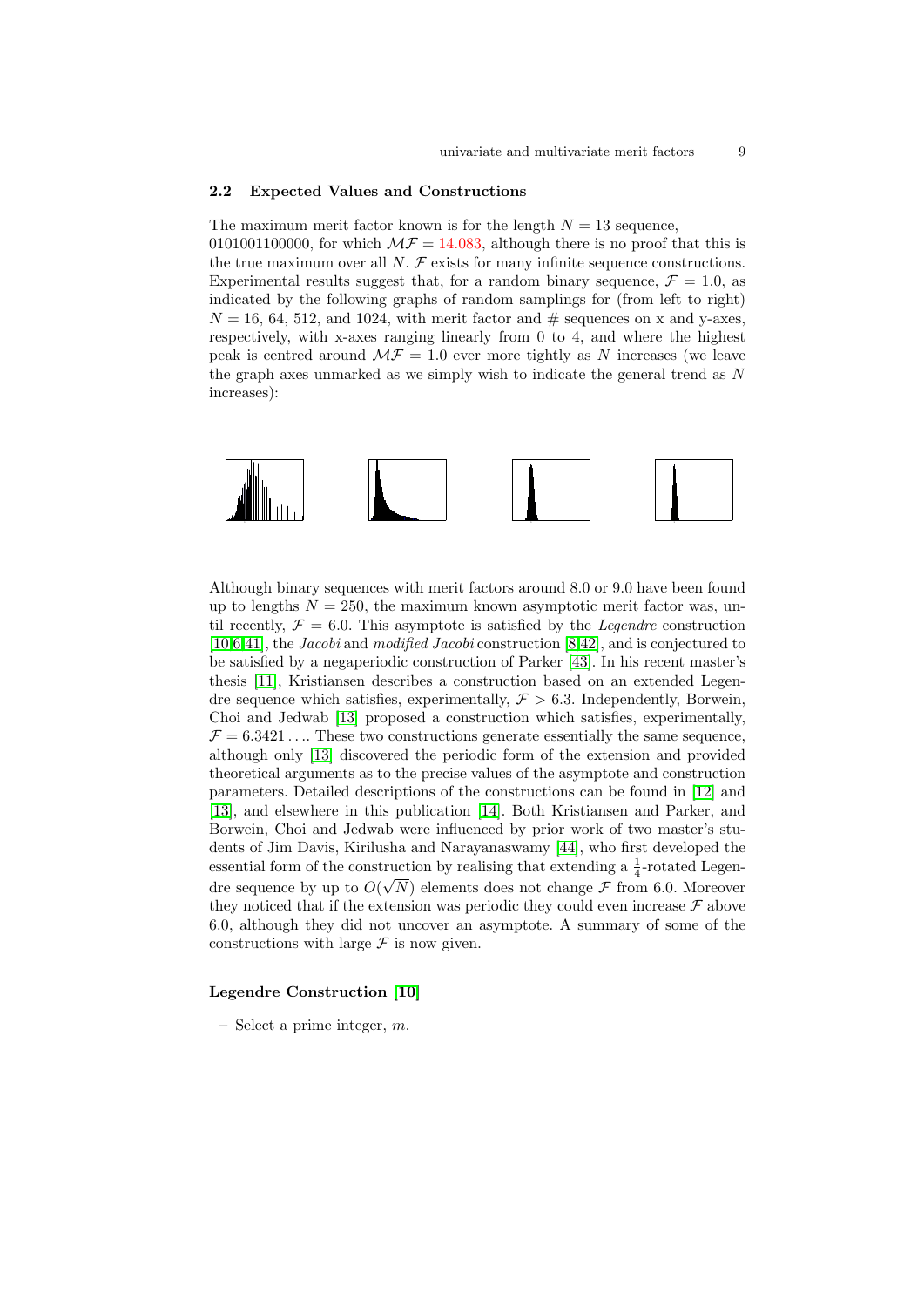## 2.2 Expected Values and Constructions

The maximum merit factor known is for the length $N = 13$ sequence, 0101001100000, for which $\mathcal{MF} = 14.083$, although there is no proof that this is the true maximum over all $N$. $\mathcal{F}$ exists for many infinite sequence constructions. Experimental results suggest that, for a random binary sequence, $\mathcal{F} = 1.0$, as indicated by the following graphs of random samplings for (from left to right) $N = 16$, 64, 512, and 1024, with merit factor and # sequences on x and y-axes, respectively, with x-axes ranging linearly from 0 to 4, and where the highest peak is centred around $\mathcal{MF} = 1.0$ ever more tightly as $N$ increases (we leave the graph axes unmarked as we simply wish to indicate the general trend as $N$ increases):

Although binary sequences with merit factors around 8.0 or 9.0 have been found up to lengths $N = 250$, the maximum known asymptotic merit factor was, until recently, $\mathcal{F} = 6.0$. This asymptote is satisfied by the *Legendre* construction [10,6,41], the *Jacobi* and *modified Jacobi* construction [8,42], and is conjectured to be satisfied by a negaperiodic construction of Parker [43]. In his recent master's thesis [11], Kristiansen describes a construction based on an extended Legendre sequence which satisfies, experimentally, $\mathcal{F} > 6.3$. Independently, Borwein, Choi and Jedwab [13] proposed a construction which satisfies, experimentally, $\mathcal{F} = 6.3421\ldots$. These two constructions generate essentially the same sequence, although only [13] discovered the periodic form of the extension and provided theoretical arguments as to the precise values of the asymptote and construction parameters. Detailed descriptions of the constructions can be found in [12] and [13], and elsewhere in this publication [14]. Both Kristiansen and Parker, and Borwein, Choi and Jedwab were influenced by prior work of two master's students of Jim Davis, Kirilusha and Narayanaswamy [44], who first developed the essential form of the construction by realising that extending a $\frac{1}{4}$-rotated Legendre sequence by up to $O(\sqrt{N})$ elements does not change $\mathcal{F}$ from 6.0. Moreover they noticed that if the extension was periodic they could even increase $\mathcal{F}$ above 6.0, although they did not uncover an asymptote. A summary of some of the constructions with large $\mathcal{F}$ is now given.

**Legendre Construction [10]**

- Select a prime integer, $m$.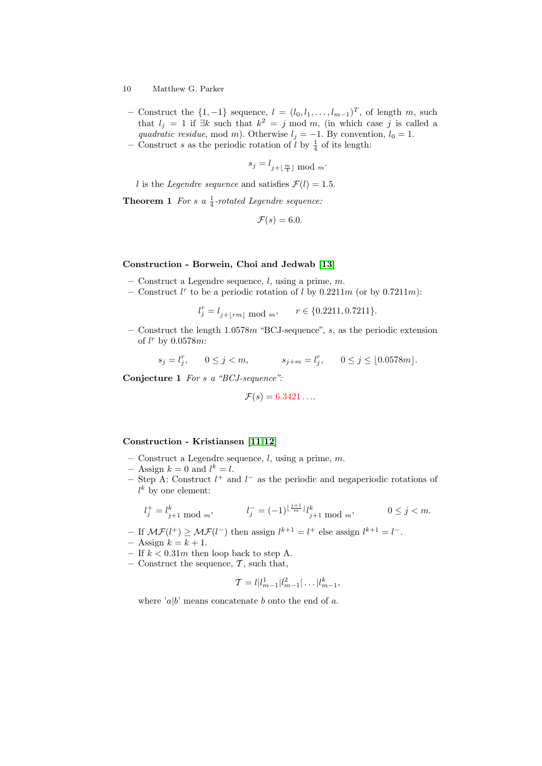- Construct the $\{1, -1\}$ sequence, $l = (l_0, l_1, \ldots, l_{m-1})^T$, of length $m$, such that $l_j = 1$ if $\exists k$ such that $k^2 = j \bmod m$, (in which case $j$ is called a *quadratic residue*, mod $m$). Otherwise $l_j = -1$. By convention, $l_0 = 1$.
- Construct $s$ as the periodic rotation of $l$ by $\frac{1}{4}$ of its length:

$$s_j = l_{j + \lfloor \frac{m}{4} \rfloor \bmod m}.$$

$l$ is the *Legendre sequence* and satisfies $\mathcal{F}(l) = 1.5$.

**Theorem 1** *For $s$ a $\frac{1}{4}$-rotated Legendre sequence:*

$$\mathcal{F}(s) = 6.0.$$

**Construction - Borwein, Choi and Jedwab [13]**

- Construct a Legendre sequence, $l$, using a prime, $m$.
- Construct $l^r$ to be a periodic rotation of $l$ by $0.2211m$ (or by $0.7211m$):

$$l^r_j = l_{j + \lfloor rm \rfloor \bmod m}, \qquad r \in \{0.2211, 0.7211\}.$$

- Construct the length $1.0578m$ "BCJ-sequence", $s$, as the periodic extension of $l^r$ by $0.0578m$:

$$s_j = l^r_j, \qquad 0 \le j < m, \qquad\qquad s_{j+m} = l^r_j, \qquad 0 \le j \le \lfloor 0.0578m \rfloor.$$

**Conjecture 1** *For $s$ a "BCJ-sequence":*

$$\mathcal{F}(s) = 6.3421\ldots.$$

**Construction - Kristiansen [11,12]**

- Construct a Legendre sequence, $l$, using a prime, $m$.
- Assign $k = 0$ and $l^k = l$.
- Step A: Construct $l^+$ and $l^-$ as the periodic and negaperiodic rotations of $l^k$ by one element:

$$l^+_j = l^k_{j+1 \bmod m}, \qquad\qquad l^-_j = (-1)^{\lfloor \frac{j+1}{m} \rfloor} l^k_{j+1 \bmod m}, \qquad\qquad 0 \le j < m.$$

- If $\mathcal{MF}(l^+) \ge \mathcal{MF}(l^-)$ then assign $l^{k+1} = l^+$ else assign $l^{k+1} = l^-$.
- Assign $k = k + 1$.
- If $k < 0.31m$ then loop back to step A.
- Construct the sequence, $\mathcal{T}$, such that,

$$\mathcal{T} = l|l^1_{m-1}|l^2_{m-1}|\ldots|l^k_{m-1},$$

where '$a|b$' means concatenate $b$ onto the end of $a$.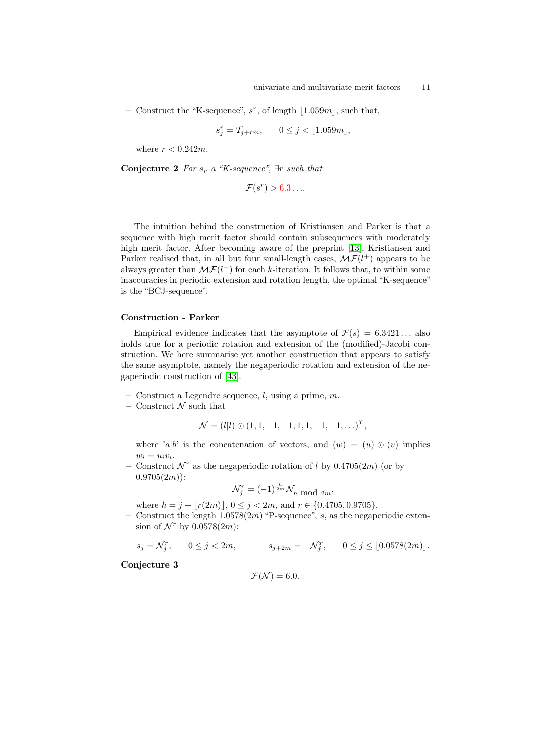– Construct the "K-sequence", $s^r$, of length $\lfloor 1.059m \rfloor$, such that,

$$s^r_j = \mathcal{T}_{j+rm}, \qquad 0 \le j < \lfloor 1.059m \rfloor,$$

where $r < 0.242m$.

**Conjecture 2** *For $s_r$ a "K-sequence", $\exists r$ such that*

$$\mathcal{F}(s^r) > 6.3\ldots.$$

The intuition behind the construction of Kristiansen and Parker is that a sequence with high merit factor should contain subsequences with moderately high merit factor. After becoming aware of the preprint [13], Kristiansen and Parker realised that, in all but four small-length cases, $\mathcal{MF}(l^+)$ appears to be always greater than $\mathcal{MF}(l^-)$ for each $k$-iteration. It follows that, to within some inaccuracies in periodic extension and rotation length, the optimal "K-sequence" is the "BCJ-sequence".

**Construction - Parker**

Empirical evidence indicates that the asymptote of $\mathcal{F}(s) = 6.3421\ldots$ also holds true for a periodic rotation and extension of the (modified)-Jacobi construction. We here summarise yet another construction that appears to satisfy the same asymptote, namely the negaperiodic rotation and extension of the negaperiodic construction of [43].

– Construct a Legendre sequence, $l$, using a prime, $m$.
– Construct $\mathcal{N}$ such that

$$\mathcal{N} = (l|l) \odot (1, 1, -1, -1, 1, 1, -1, -1, \ldots)^T,$$

where '$a|b$' is the concatenation of vectors, and $(w) = (u) \odot (v)$ implies $w_i = u_i v_i$.
– Construct $\mathcal{N}^r$ as the negaperiodic rotation of $l$ by $0.4705(2m)$ (or by $0.9705(2m)$):

$$\mathcal{N}^r_j = (-1)^{\frac{h}{2m}} \mathcal{N}_{h \bmod 2m},$$

where $h = j + \lfloor r(2m) \rfloor$, $0 \le j < 2m$, and $r \in \{0.4705, 0.9705\}$.
– Construct the length $1.0578(2m)$ "P-sequence", $s$, as the negaperiodic extension of $\mathcal{N}^r$ by $0.0578(2m)$:

$$s_j = \mathcal{N}^r_j, \quad 0 \le j < 2m, \qquad s_{j+2m} = -\mathcal{N}^r_j, \quad 0 \le j \le \lfloor 0.0578(2m) \rfloor.$$

**Conjecture 3**

$$\mathcal{F}(\mathcal{N}) = 6.0.$$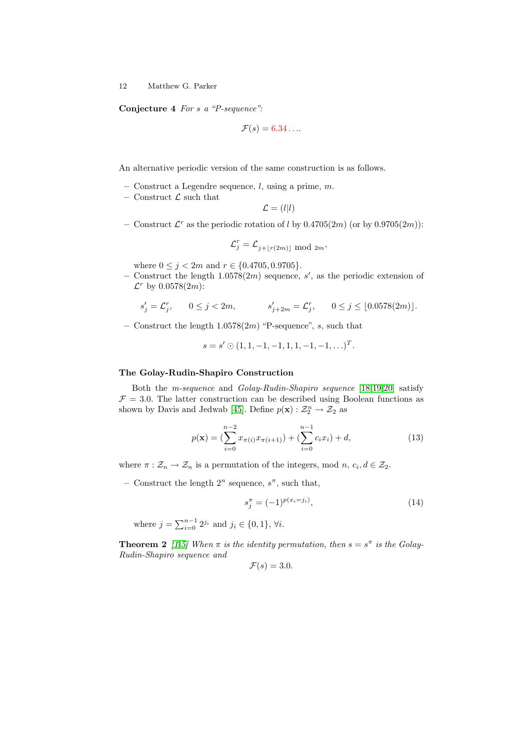**Conjecture 4** *For $s$ a "P-sequence":*

$$\mathcal{F}(s) = 6.34\ldots.$$

An alternative periodic version of the same construction is as follows.

- Construct a Legendre sequence, $l$, using a prime, $m$.
- Construct $\mathcal{L}$ such that

$$\mathcal{L} = (l|l)$$

- Construct $\mathcal{L}^r$ as the periodic rotation of $l$ by $0.4705(2m)$ (or by $0.9705(2m)$):

$$\mathcal{L}^r_j = \mathcal{L}_{j+\lfloor r(2m) \rfloor \bmod 2m},$$

  where $0 \le j < 2m$ and $r \in \{0.4705, 0.9705\}$.
- Construct the length $1.0578(2m)$ sequence, $s'$, as the periodic extension of $\mathcal{L}^r$ by $0.0578(2m)$:

$$s'_j = \mathcal{L}^r_j, \qquad 0 \le j < 2m, \qquad\qquad s'_{j+2m} = \mathcal{L}^r_j, \qquad 0 \le j \le \lfloor 0.0578(2m) \rfloor.$$

- Construct the length $1.0578(2m)$ "P-sequence", $s$, such that

$$s = s' \odot (1, 1, -1, -1, 1, 1, -1, -1, \ldots)^T.$$

**The Golay-Rudin-Shapiro Construction**

Both the *m-sequence* and *Golay-Rudin-Shapiro sequence* [18,19,20] satisfy $\mathcal{F} = 3.0$. The latter construction can be described using Boolean functions as shown by Davis and Jedwab [45]. Define $p(\mathbf{x}) : \mathcal{Z}_2^n \to \mathcal{Z}_2$ as

$$p(\mathbf{x}) = (\sum_{i=0}^{n-2} x_{\pi(i)} x_{\pi(i+1)}) + (\sum_{i=0}^{n-1} c_i x_i) + d, \tag{13}$$

where $\pi : \mathcal{Z}_n \to \mathcal{Z}_n$ is a permutation of the integers, mod $n$, $c_i, d \in \mathcal{Z}_2$.

- Construct the length $2^n$ sequence, $s^\pi$, such that,

$$s^\pi_j = (-1)^{p(x_i = j_i)}, \tag{14}$$

  where $j = \sum_{i=0}^{n-1} 2^{j_i}$ and $j_i \in \{0, 1\}$, $\forall i$.

**Theorem 2** *[1,5] When $\pi$ is the identity permutation, then $s = s^\pi$ is the Golay-Rudin-Shapiro sequence and*

$$\mathcal{F}(s) = 3.0.$$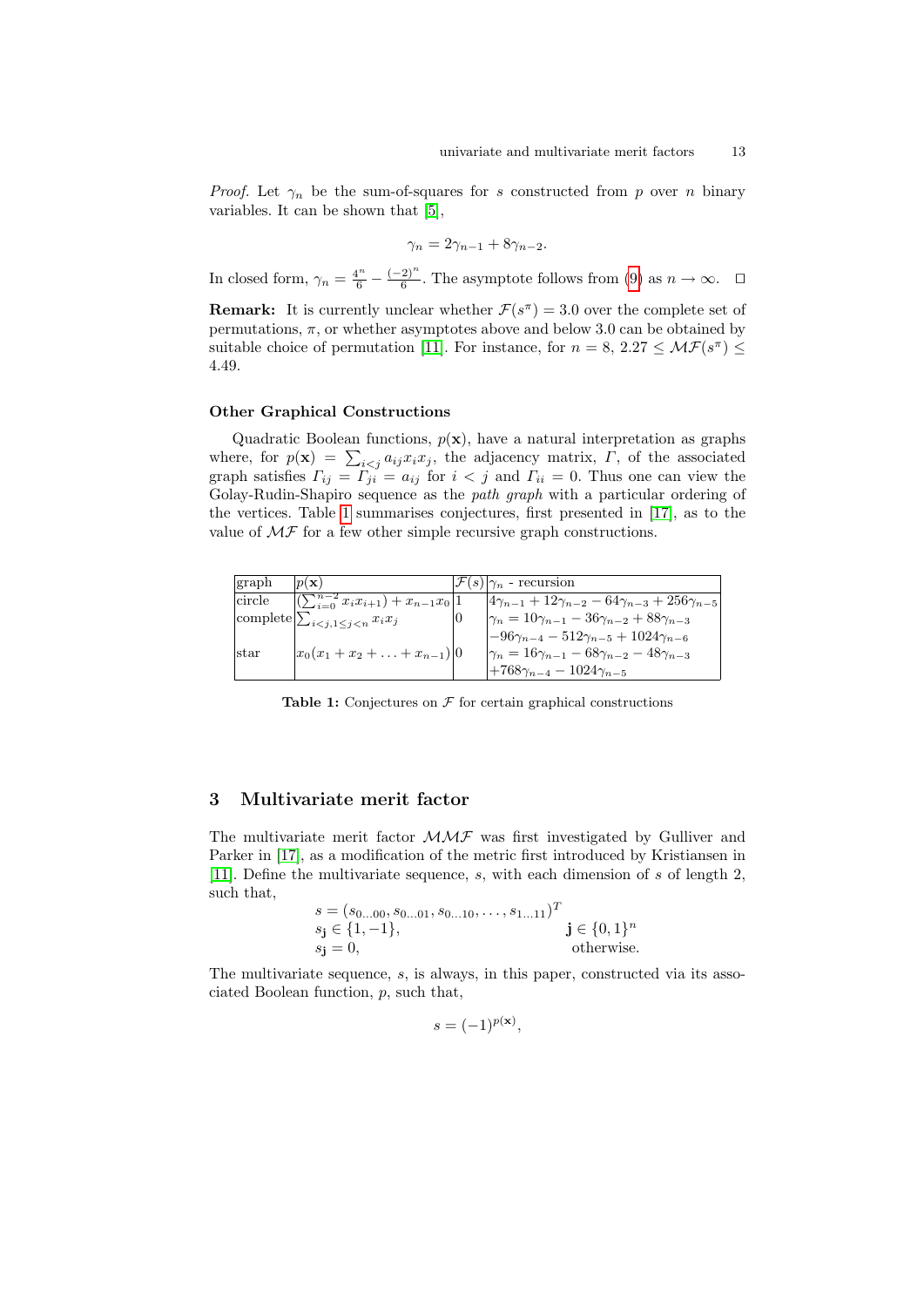*Proof.* Let $\gamma_n$ be the sum-of-squares for $s$ constructed from $p$ over $n$ binary variables. It can be shown that [5],

$$\gamma_n = 2\gamma_{n-1} + 8\gamma_{n-2}.$$

In closed form, $\gamma_n = \frac{4^n}{6} - \frac{(-2)^n}{6}$. The asymptote follows from (9) as $n \to \infty$. $\square$

**Remark:** It is currently unclear whether $\mathcal{F}(s^\pi) = 3.0$ over the complete set of permutations, $\pi$, or whether asymptotes above and below 3.0 can be obtained by suitable choice of permutation [11]. For instance, for $n = 8$, $2.27 \leq \mathcal{MF}(s^\pi) \leq 4.49$.

### Other Graphical Constructions

Quadratic Boolean functions, $p(\mathbf{x})$, have a natural interpretation as graphs where, for $p(\mathbf{x}) = \sum_{i<j} a_{ij} x_i x_j$, the adjacency matrix, $\Gamma$, of the associated graph satisfies $\Gamma_{ij} = \Gamma_{ji} = a_{ij}$ for $i < j$ and $\Gamma_{ii} = 0$. Thus one can view the Golay-Rudin-Shapiro sequence as the *path graph* with a particular ordering of the vertices. Table 1 summarises conjectures, first presented in [17], as to the value of $\mathcal{MF}$ for a few other simple recursive graph constructions.

| graph | $p(\mathbf{x})$ | $\mathcal{F}(s)$ | $\gamma_n$ - recursion |
|---|---|---|---|
| circle | $(\sum_{i=0}^{n-2} x_i x_{i+1}) + x_{n-1}x_0$ | 1 | $4\gamma_{n-1} + 12\gamma_{n-2} - 64\gamma_{n-3} + 256\gamma_{n-5}$ |
| complete | $\sum_{i<j,1\leq j<n} x_i x_j$ | 0 | $\gamma_n = 10\gamma_{n-1} - 36\gamma_{n-2} + 88\gamma_{n-3}$ |
| | | | $-96\gamma_{n-4} - 512\gamma_{n-5} + 1024\gamma_{n-6}$ |
| star | $x_0(x_1 + x_2 + \ldots + x_{n-1})$ | 0 | $\gamma_n = 16\gamma_{n-1} - 68\gamma_{n-2} - 48\gamma_{n-3}$ |
| | | | $+768\gamma_{n-4} - 1024\gamma_{n-5}$ |

**Table 1:** Conjectures on $\mathcal{F}$ for certain graphical constructions

## 3 Multivariate merit factor

The multivariate merit factor $\mathcal{MMF}$ was first investigated by Gulliver and Parker in [17], as a modification of the metric first introduced by Kristiansen in [11]. Define the multivariate sequence, $s$, with each dimension of $s$ of length 2, such that,

$$\begin{array}{ll} s = (s_{0\ldots00}, s_{0\ldots01}, s_{0\ldots10}, \ldots, s_{1\ldots11})^T & \\ s_{\mathbf{j}} \in \{1, -1\}, & \mathbf{j} \in \{0,1\}^n \\ s_{\mathbf{j}} = 0, & \text{otherwise.} \end{array}$$

The multivariate sequence, $s$, is always, in this paper, constructed via its associated Boolean function, $p$, such that,

$$s = (-1)^{p(\mathbf{x})},$$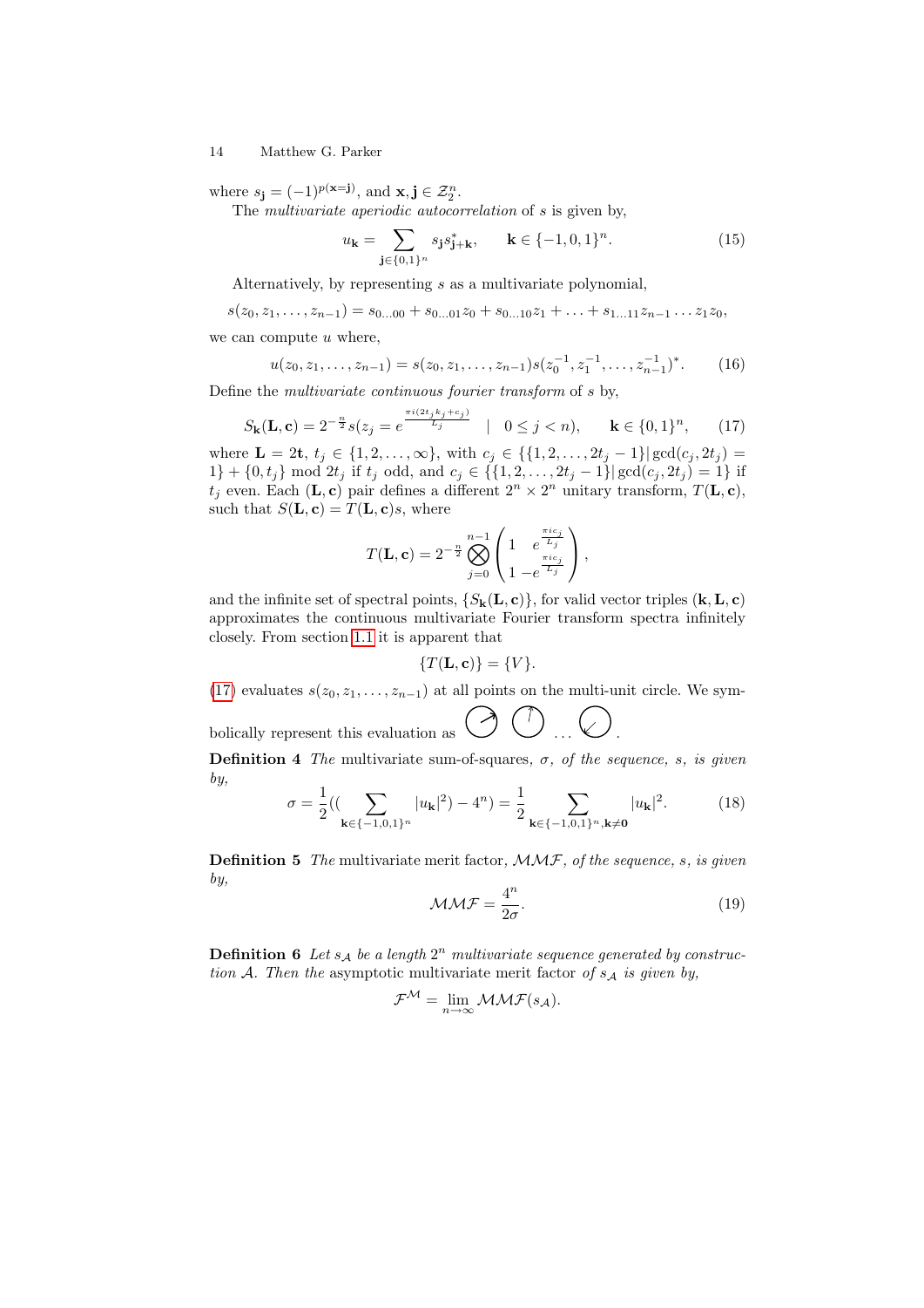where $s_{\mathbf{j}} = (-1)^{p(\mathbf{x}=\mathbf{j})}$, and $\mathbf{x}, \mathbf{j} \in \mathcal{Z}_2^n$.

The *multivariate aperiodic autocorrelation* of $s$ is given by,

$$u_{\mathbf{k}} = \sum_{\mathbf{j} \in \{0,1\}^n} s_{\mathbf{j}} s^*_{\mathbf{j}+\mathbf{k}}, \qquad \mathbf{k} \in \{-1, 0, 1\}^n. \tag{15}$$

Alternatively, by representing $s$ as a multivariate polynomial,

$$s(z_0, z_1, \ldots, z_{n-1}) = s_{0\ldots00} + s_{0\ldots01} z_0 + s_{0\ldots10} z_1 + \ldots + s_{1\ldots11} z_{n-1} \ldots z_1 z_0,$$

we can compute $u$ where,

$$u(z_0, z_1, \ldots, z_{n-1}) = s(z_0, z_1, \ldots, z_{n-1}) s(z_0^{-1}, z_1^{-1}, \ldots, z_{n-1}^{-1})^*. \tag{16}$$

Define the *multivariate continuous fourier transform* of $s$ by,

$$S_{\mathbf{k}}(\mathbf{L}, \mathbf{c}) = 2^{-\frac{n}{2}} s(z_j = e^{\frac{\pi i (2t_j k_j + c_j)}{L_j}} \quad | \quad 0 \le j < n), \qquad \mathbf{k} \in \{0,1\}^n, \tag{17}$$

where $\mathbf{L} = 2\mathbf{t}$, $t_j \in \{1, 2, \ldots, \infty\}$, with $c_j \in \{\{1, 2, \ldots, 2t_j - 1\} | \gcd(c_j, 2t_j) = 1\} + \{0, t_j\} \bmod 2t_j$ if $t_j$ odd, and $c_j \in \{\{1, 2, \ldots, 2t_j - 1\} | \gcd(c_j, 2t_j) = 1\}$ if $t_j$ even. Each $(\mathbf{L}, \mathbf{c})$ pair defines a different $2^n \times 2^n$ unitary transform, $T(\mathbf{L}, \mathbf{c})$, such that $S(\mathbf{L}, \mathbf{c}) = T(\mathbf{L}, \mathbf{c}) s$, where

$$T(\mathbf{L}, \mathbf{c}) = 2^{-\frac{n}{2}} \bigotimes_{j=0}^{n-1} \begin{pmatrix} 1 & e^{\frac{\pi i c_j}{L_j}} \\ 1 & -e^{\frac{\pi i c_j}{L_j}} \end{pmatrix},$$

and the infinite set of spectral points, $\{S_{\mathbf{k}}(\mathbf{L}, \mathbf{c})\}$, for valid vector triples $(\mathbf{k}, \mathbf{L}, \mathbf{c})$ approximates the continuous multivariate Fourier transform spectra infinitely closely. From section 1.1 it is apparent that

$$\{T(\mathbf{L}, \mathbf{c})\} = \{V\}.$$

(17) evaluates $s(z_0, z_1, \ldots, z_{n-1})$ at all points on the multi-unit circle. We symbolically represent this evaluation as ⭢ ⭡ ... ⭩.

**Definition 4** *The* multivariate sum-of-squares, $\sigma$, *of the sequence, $s$, is given by,*

$$\sigma = \frac{1}{2}((\sum_{\mathbf{k} \in \{-1,0,1\}^n} |u_{\mathbf{k}}|^2) - 4^n) = \frac{1}{2} \sum_{\mathbf{k} \in \{-1,0,1\}^n, \mathbf{k} \ne \mathbf{0}} |u_{\mathbf{k}}|^2. \tag{18}$$

**Definition 5** *The* multivariate merit factor, $\mathcal{MMF}$, *of the sequence, $s$, is given by,*

$$\mathcal{MMF} = \frac{4^n}{2\sigma}. \tag{19}$$

**Definition 6** *Let $s_{\mathcal{A}}$ be a length $2^n$ multivariate sequence generated by construction $\mathcal{A}$. Then the* asymptotic multivariate merit factor *of $s_{\mathcal{A}}$ is given by,*

$$\mathcal{F}^{\mathcal{M}} = \lim_{n \to \infty} \mathcal{MMF}(s_{\mathcal{A}}).$$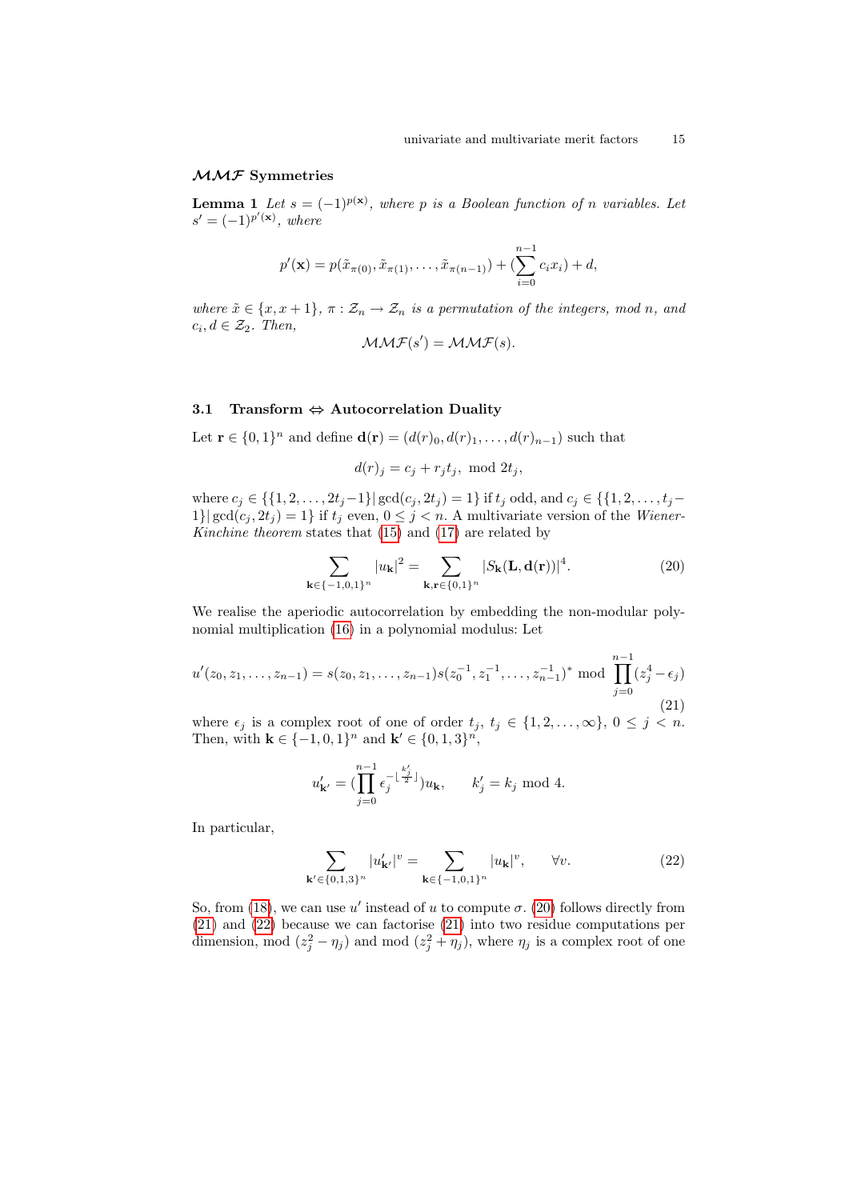#### $\mathcal{MMF}$ Symmetries

**Lemma 1** *Let $s = (-1)^{p(\mathbf{x})}$, where $p$ is a Boolean function of $n$ variables. Let $s' = (-1)^{p'(\mathbf{x})}$, where*

$$p'(\mathbf{x}) = p(\tilde{x}_{\pi(0)}, \tilde{x}_{\pi(1)}, \ldots, \tilde{x}_{\pi(n-1)}) + (\sum_{i=0}^{n-1} c_i x_i) + d,$$

*where $\tilde{x} \in \{x, x+1\}$, $\pi : \mathcal{Z}_n \rightarrow \mathcal{Z}_n$ is a permutation of the integers, mod $n$, and $c_i, d \in \mathcal{Z}_2$. Then,*

$$\mathcal{MMF}(s') = \mathcal{MMF}(s).$$

### 3.1 Transform $\Leftrightarrow$ Autocorrelation Duality

Let $\mathbf{r} \in \{0,1\}^n$ and define $\mathbf{d}(\mathbf{r}) = (d(r)_0, d(r)_1, \ldots, d(r)_{n-1})$ such that

$$d(r)_j = c_j + r_j t_j, \bmod 2t_j,$$

where $c_j \in \{\{1,2,\ldots,2t_j-1\} | \gcd(c_j, 2t_j) = 1\}$ if $t_j$ odd, and $c_j \in \{\{1,2,\ldots,t_j-1\} | \gcd(c_j, 2t_j) = 1\}$ if $t_j$ even, $0 \le j < n$. A multivariate version of the *Wiener-Kinchine theorem* states that (15) and (17) are related by

$$\sum_{\mathbf{k} \in \{-1,0,1\}^n} |u_{\mathbf{k}}|^2 = \sum_{\mathbf{k},\mathbf{r} \in \{0,1\}^n} |S_{\mathbf{k}}(\mathbf{L}, \mathbf{d}(\mathbf{r}))|^4. \tag{20}$$

We realise the aperiodic autocorrelation by embedding the non-modular polynomial multiplication (16) in a polynomial modulus: Let

$$u'(z_0, z_1, \ldots, z_{n-1}) = s(z_0, z_1, \ldots, z_{n-1}) s(z_0^{-1}, z_1^{-1}, \ldots, z_{n-1}^{-1})^* \bmod \prod_{j=0}^{n-1}(z_j^4 - \epsilon_j) \tag{21}$$

where $\epsilon_j$ is a complex root of one of order $t_j$, $t_j \in \{1,2,\ldots,\infty\}$, $0 \le j < n$. Then, with $\mathbf{k} \in \{-1,0,1\}^n$ and $\mathbf{k}' \in \{0,1,3\}^n$,

$$u'_{\mathbf{k}'} = (\prod_{j=0}^{n-1} \epsilon_j^{-\lfloor \frac{k'_j}{2} \rfloor}) u_{\mathbf{k}}, \qquad k'_j = k_j \bmod 4.$$

In particular,

$$\sum_{\mathbf{k}' \in \{0,1,3\}^n} |u'_{\mathbf{k}'}|^v = \sum_{\mathbf{k} \in \{-1,0,1\}^n} |u_{\mathbf{k}}|^v, \qquad \forall v. \tag{22}$$

So, from (18), we can use $u'$ instead of $u$ to compute $\sigma$. (20) follows directly from (21) and (22) because we can factorise (21) into two residue computations per dimension, mod $(z_j^2 - \eta_j)$ and mod $(z_j^2 + \eta_j)$, where $\eta_j$ is a complex root of one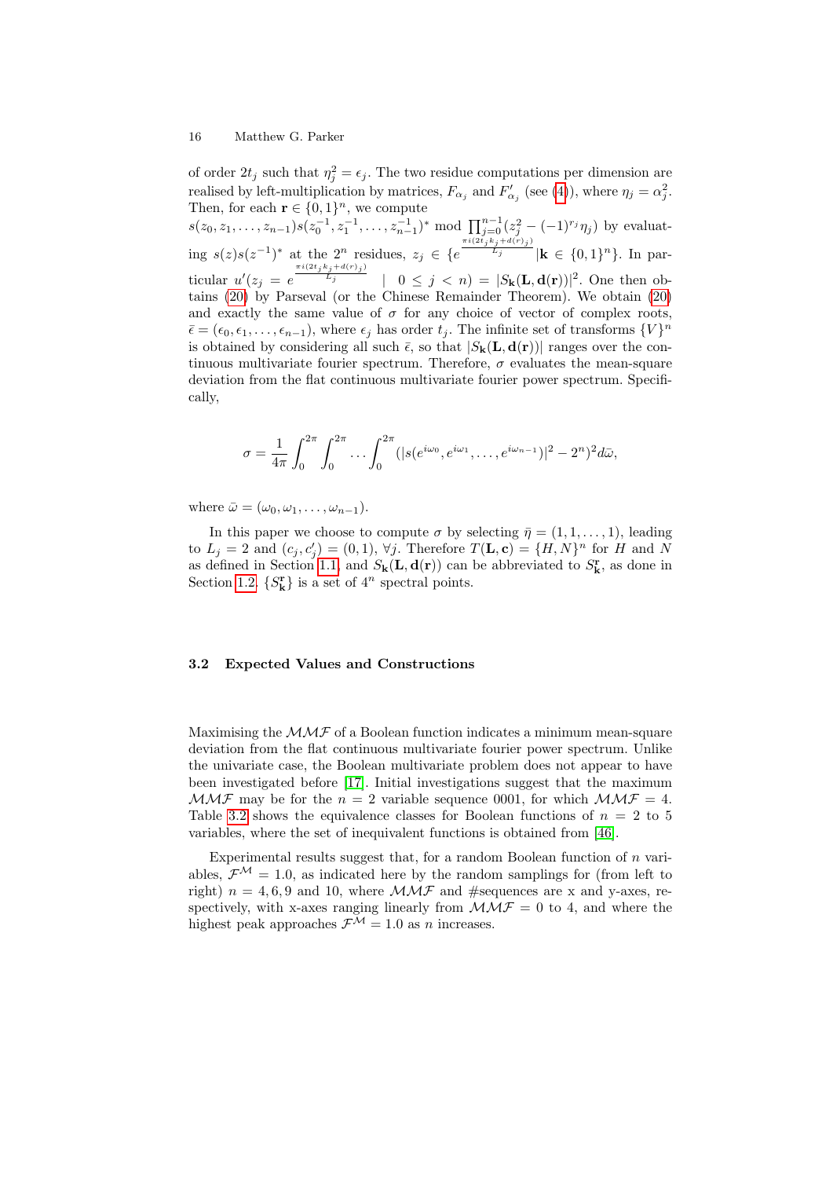of order $2t_j$ such that $\eta_j^2 = \epsilon_j$. The two residue computations per dimension are realised by left-multiplication by matrices, $F_{\alpha_j}$ and $F'_{\alpha_j}$ (see (4)), where $\eta_j = \alpha_j^2$. Then, for each $\mathbf{r} \in \{0,1\}^n$, we compute $s(z_0, z_1, \ldots, z_{n-1})s(z_0^{-1}, z_1^{-1}, \ldots, z_{n-1}^{-1})^* \bmod \prod_{j=0}^{n-1}(z_j^2 - (-1)^{r_j}\eta_j)$ by evaluating $s(z)s(z^{-1})^*$ at the $2^n$ residues, $z_j \in \{e^{\frac{\pi i(2t_jk_j+d(r)_j)}{L_j}} | \mathbf{k} \in \{0,1\}^n\}$. In particular $u'(z_j = e^{\frac{\pi i(2t_jk_j+d(r)_j)}{L_j}} \quad | \quad 0 \le j < n) = |S_{\mathbf{k}}(\mathbf{L}, \mathbf{d}(\mathbf{r}))|^2$. One then obtains (20) by Parseval (or the Chinese Remainder Theorem). We obtain (20) and exactly the same value of $\sigma$ for any choice of vector of complex roots, $\bar{\epsilon} = (\epsilon_0, \epsilon_1, \ldots, \epsilon_{n-1})$, where $\epsilon_j$ has order $t_j$. The infinite set of transforms $\{V\}^n$ is obtained by considering all such $\bar{\epsilon}$, so that $|S_{\mathbf{k}}(\mathbf{L}, \mathbf{d}(\mathbf{r}))|$ ranges over the continuous multivariate fourier spectrum. Therefore, $\sigma$ evaluates the mean-square deviation from the flat continuous multivariate fourier power spectrum. Specifically,

$$\sigma = \frac{1}{4\pi}\int_0^{2\pi}\int_0^{2\pi}\ldots\int_0^{2\pi}(|s(e^{i\omega_0}, e^{i\omega_1}, \ldots, e^{i\omega_{n-1}})|^2 - 2^n)^2 d\bar{\omega},$$

where $\bar{\omega} = (\omega_0, \omega_1, \ldots, \omega_{n-1})$.

In this paper we choose to compute $\sigma$ by selecting $\bar{\eta} = (1, 1, \ldots, 1)$, leading to $L_j = 2$ and $(c_j, c'_j) = (0, 1)$, $\forall j$. Therefore $T(\mathbf{L}, \mathbf{c}) = \{H, N\}^n$ for $H$ and $N$ as defined in Section 1.1, and $S_{\mathbf{k}}(\mathbf{L}, \mathbf{d}(\mathbf{r}))$ can be abbreviated to $S_{\mathbf{k}}^{\mathbf{r}}$, as done in Section 1.2. $\{S_{\mathbf{k}}^{\mathbf{r}}\}$ is a set of $4^n$ spectral points.

### 3.2 Expected Values and Constructions

Maximising the $\mathcal{MMF}$ of a Boolean function indicates a minimum mean-square deviation from the flat continuous multivariate fourier power spectrum. Unlike the univariate case, the Boolean multivariate problem does not appear to have been investigated before [17]. Initial investigations suggest that the maximum $\mathcal{MMF}$ may be for the $n = 2$ variable sequence 0001, for which $\mathcal{MMF} = 4$. Table 3.2 shows the equivalence classes for Boolean functions of $n = 2$ to 5 variables, where the set of inequivalent functions is obtained from [46].

Experimental results suggest that, for a random Boolean function of $n$ variables, $\mathcal{F}^{\mathcal{M}} = 1.0$, as indicated here by the random samplings for (from left to right) $n = 4, 6, 9$ and 10, where $\mathcal{MMF}$ and #sequences are x and y-axes, respectively, with x-axes ranging linearly from $\mathcal{MMF} = 0$ to 4, and where the highest peak approaches $\mathcal{F}^{\mathcal{M}} = 1.0$ as $n$ increases.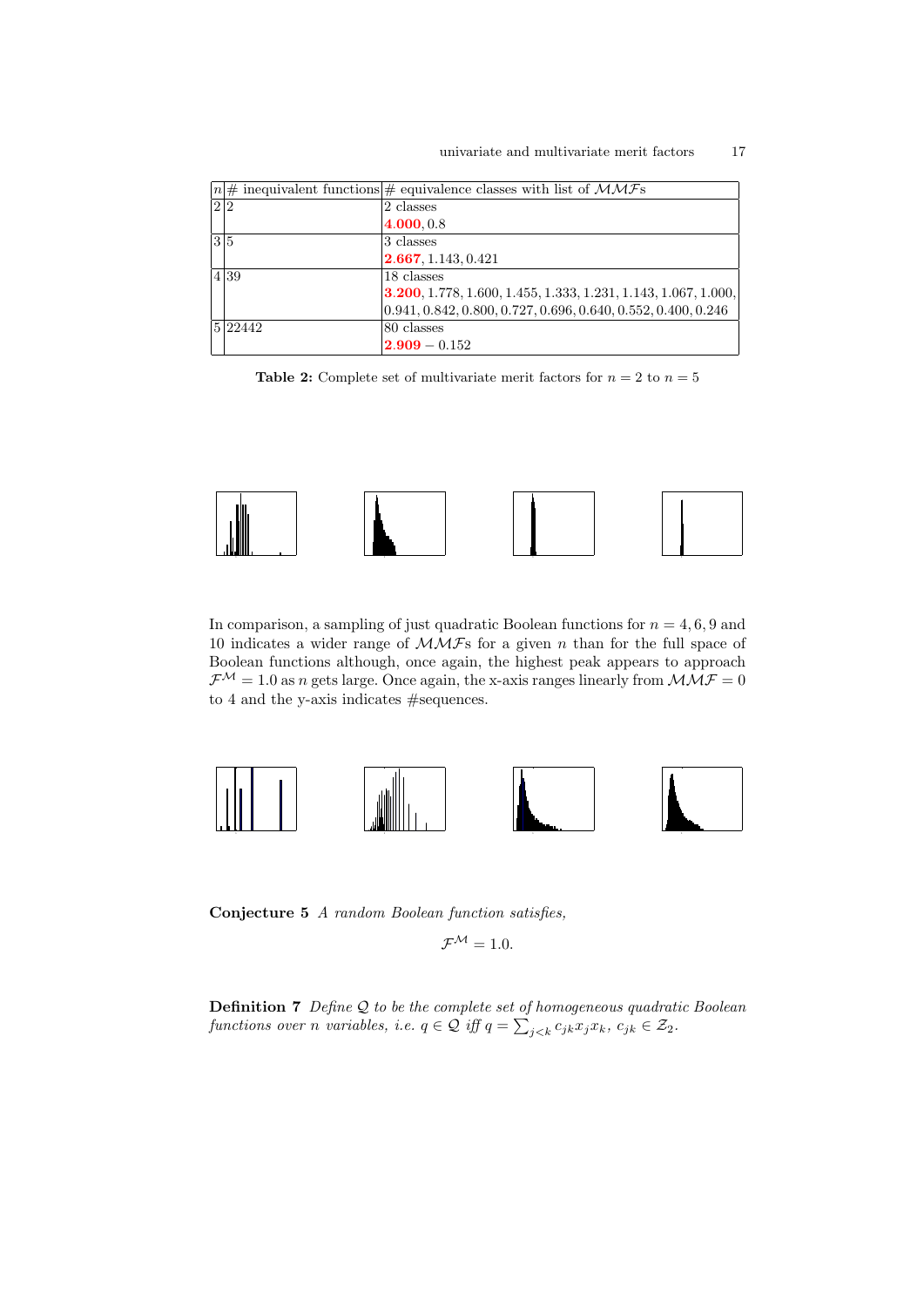| $n$ | # inequivalent functions | # equivalence classes with list of $\mathcal{MMF}$s |
|---|---|---|
| 2 | 2 | 2 classes |
| | | **4.000**, 0.8 |
| 3 | 5 | 3 classes |
| | | **2.667**, 1.143, 0.421 |
| 4 | 39 | 18 classes |
| | | **3.200**, 1.778, 1.600, 1.455, 1.333, 1.231, 1.143, 1.067, 1.000, 0.941, 0.842, 0.800, 0.727, 0.696, 0.640, 0.552, 0.400, 0.246 |
| 5 | 22442 | 80 classes |
| | | **2.909** − 0.152 |

**Table 2:** Complete set of multivariate merit factors for $n = 2$ to $n = 5$

In comparison, a sampling of just quadratic Boolean functions for $n = 4, 6, 9$ and 10 indicates a wider range of $\mathcal{MMF}$s for a given $n$ than for the full space of Boolean functions although, once again, the highest peak appears to approach $\mathcal{F}^{\mathcal{M}} = 1.0$ as $n$ gets large. Once again, the x-axis ranges linearly from $\mathcal{MMF} = 0$ to 4 and the y-axis indicates #sequences.

**Conjecture 5** *A random Boolean function satisfies,*

$$\mathcal{F}^{\mathcal{M}} = 1.0.$$

**Definition 7** *Define $\mathcal{Q}$ to be the complete set of homogeneous quadratic Boolean functions over $n$ variables, i.e. $q \in \mathcal{Q}$ iff $q = \sum_{j<k} c_{jk} x_j x_k$, $c_{jk} \in \mathcal{Z}_2$.*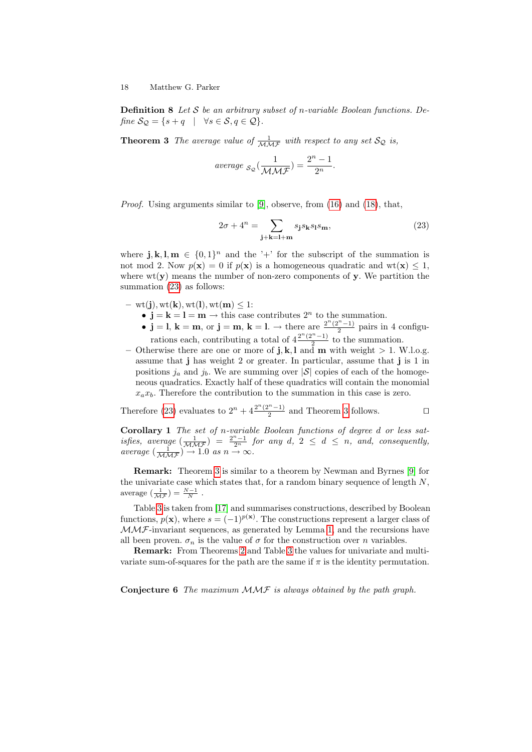**Definition 8** *Let $\mathcal{S}$ be an arbitrary subset of $n$-variable Boolean functions. Define $\mathcal{S}_\mathcal{Q} = \{s + q \quad | \quad \forall s \in \mathcal{S}, q \in \mathcal{Q}\}$.*

**Theorem 3** *The average value of $\frac{1}{\mathcal{MMF}}$ with respect to any set $\mathcal{S}_\mathcal{Q}$ is,*

$$\textit{average }_{\mathcal{S}_\mathcal{Q}}(\frac{1}{\mathcal{MMF}}) = \frac{2^n - 1}{2^n}.$$

*Proof.* Using arguments similar to [9], observe, from (16) and (18), that,

$$2\sigma + 4^n = \sum_{\mathbf{j}+\mathbf{k}=\mathbf{l}+\mathbf{m}} s_\mathbf{j} s_\mathbf{k} s_\mathbf{l} s_\mathbf{m}, \tag{23}$$

where $\mathbf{j}, \mathbf{k}, \mathbf{l}, \mathbf{m} \in \{0,1\}^n$ and the '+' for the subscript of the summation is not mod 2. Now $p(\mathbf{x}) = 0$ if $p(\mathbf{x})$ is a homogeneous quadratic and $\mathrm{wt}(\mathbf{x}) \leq 1$, where $\mathrm{wt}(\mathbf{y})$ means the number of non-zero components of $\mathbf{y}$. We partition the summation (23) as follows:

- $\mathrm{wt}(\mathbf{j}), \mathrm{wt}(\mathbf{k}), \mathrm{wt}(\mathbf{l}), \mathrm{wt}(\mathbf{m}) \leq 1$:
  - $\mathbf{j} = \mathbf{k} = \mathbf{l} = \mathbf{m} \rightarrow$ this case contributes $2^n$ to the summation.
  - $\mathbf{j} = \mathbf{l}$, $\mathbf{k} = \mathbf{m}$, or $\mathbf{j} = \mathbf{m}$, $\mathbf{k} = \mathbf{l}$. $\rightarrow$ there are $\frac{2^n(2^n-1)}{2}$ pairs in 4 configurations each, contributing a total of $4\frac{2^n(2^n-1)}{2}$ to the summation.
- Otherwise there are one or more of $\mathbf{j}, \mathbf{k}, \mathbf{l}$ and $\mathbf{m}$ with weight $> 1$. W.l.o.g. assume that $\mathbf{j}$ has weight 2 or greater. In particular, assume that $\mathbf{j}$ is 1 in positions $j_a$ and $j_b$. We are summing over $|\mathcal{S}|$ copies of each of the homogeneous quadratics. Exactly half of these quadratics will contain the monomial $x_a x_b$. Therefore the contribution to the summation in this case is zero.

Therefore (23) evaluates to $2^n + 4\frac{2^n(2^n-1)}{2}$ and Theorem 3 follows. □

**Corollary 1** *The set of $n$-variable Boolean functions of degree $d$ or less satisfies, average $(\frac{1}{\mathcal{MMF}}) = \frac{2^n-1}{2^n}$ for any $d$, $2 \leq d \leq n$, and, consequently, average $(\frac{1}{\mathcal{MMF}}) \rightarrow 1.0$ as $n \rightarrow \infty$.*

**Remark:** Theorem 3 is similar to a theorem by Newman and Byrnes [9] for the univariate case which states that, for a random binary sequence of length $N$, average $(\frac{1}{\mathcal{MF}}) = \frac{N-1}{N}$ .

Table 3 is taken from [17] and summarises constructions, described by Boolean functions, $p(\mathbf{x})$, where $s = (-1)^{p(\mathbf{x})}$. The constructions represent a larger class of $\mathcal{MMF}$-invariant sequences, as generated by Lemma 1, and the recursions have all been proven. $\sigma_n$ is the value of $\sigma$ for the construction over $n$ variables.

**Remark:** From Theorems 2 and Table 3 the values for univariate and multivariate sum-of-squares for the path are the same if $\pi$ is the identity permutation.

**Conjecture 6** *The maximum $\mathcal{MMF}$ is always obtained by the path graph.*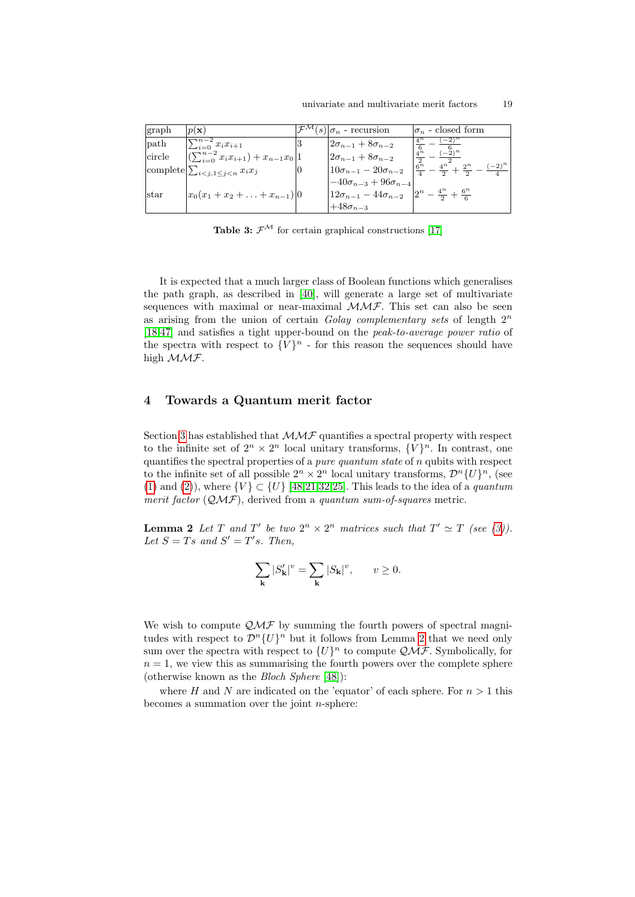| graph | $p(\mathbf{x})$ | $\mathcal{F}^{\mathcal{M}}(s)$ | $\sigma_n$ - recursion | $\sigma_n$ - closed form |
|---|---|---|---|---|
| path | $\sum_{i=0}^{n-2} x_i x_{i+1}$ | 3 | $2\sigma_{n-1} + 8\sigma_{n-2}$ | $\frac{4^n}{6} - \frac{(-2)^n}{6}$ |
| circle | $(\sum_{i=0}^{n-2} x_i x_{i+1}) + x_{n-1}x_0$ | 1 | $2\sigma_{n-1} + 8\sigma_{n-2}$ | $\frac{4^n}{2} - \frac{(-2)^n}{2}$ |
| complete | $\sum_{i<j,1\leq j<n} x_i x_j$ | 0 | $10\sigma_{n-1} - 20\sigma_{n-2}$ $-40\sigma_{n-3} + 96\sigma_{n-4}$ | $\frac{6^n}{4} - \frac{4^n}{2} + \frac{2^n}{2} - \frac{(-2)^n}{4}$ |
| star | $x_0(x_1 + x_2 + \ldots + x_{n-1})$ | 0 | $12\sigma_{n-1} - 44\sigma_{n-2}$ $+48\sigma_{n-3}$ | $2^n - \frac{4^n}{2} + \frac{6^n}{6}$ |

**Table 3:** $\mathcal{F}^{\mathcal{M}}$ for certain graphical constructions [17]

It is expected that a much larger class of Boolean functions which generalises the path graph, as described in [40], will generate a large set of multivariate sequences with maximal or near-maximal $\mathcal{MMF}$. This set can also be seen as arising from the union of certain *Golay complementary sets* of length $2^n$ [18,47] and satisfies a tight upper-bound on the *peak-to-average power ratio* of the spectra with respect to $\{V\}^n$ - for this reason the sequences should have high $\mathcal{MMF}$.

## 4 Towards a Quantum merit factor

Section 3 has established that $\mathcal{MMF}$ quantifies a spectral property with respect to the infinite set of $2^n \times 2^n$ local unitary transforms, $\{V\}^n$. In contrast, one quantifies the spectral properties of a *pure quantum state* of $n$ qubits with respect to the infinite set of all possible $2^n \times 2^n$ local unitary transforms, $\mathcal{D}^n\{U\}^n$, (see (1) and (2)), where $\{V\} \subset \{U\}$ [48,21,32,25]. This leads to the idea of a *quantum merit factor* ($\mathcal{QMF}$), derived from a *quantum sum-of-squares* metric.

**Lemma 2** *Let $T$ and $T'$ be two $2^n \times 2^n$ matrices such that $T' \simeq T$ (see (3)). Let $S = Ts$ and $S' = T's$. Then,*

$$\sum_{\mathbf{k}} |S'_{\mathbf{k}}|^v = \sum_{\mathbf{k}} |S_{\mathbf{k}}|^v, \qquad v \geq 0.$$

We wish to compute $\mathcal{QMF}$ by summing the fourth powers of spectral magnitudes with respect to $\mathcal{D}^n\{U\}^n$ but it follows from Lemma 2 that we need only sum over the spectra with respect to $\{U\}^n$ to compute $\mathcal{QMF}$. Symbolically, for $n = 1$, we view this as summarising the fourth powers over the complete sphere (otherwise known as the *Bloch Sphere* [48]):

where $H$ and $N$ are indicated on the 'equator' of each sphere. For $n > 1$ this becomes a summation over the joint $n$-sphere: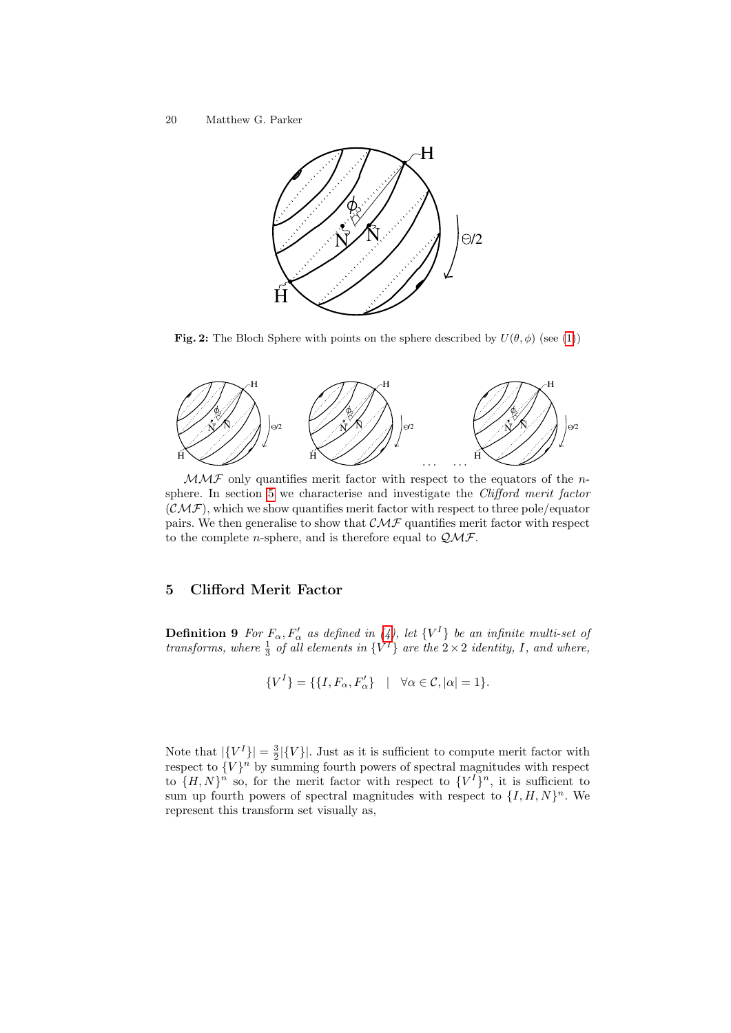**Fig. 2:** The Bloch Sphere with points on the sphere described by $U(\theta, \phi)$ (see (1))

$\mathcal{MMF}$ only quantifies merit factor with respect to the equators of the $n$-sphere. In section 5 we characterise and investigate the *Clifford merit factor* ($\mathcal{CMF}$), which we show quantifies merit factor with respect to three pole/equator pairs. We then generalise to show that $\mathcal{CMF}$ quantifies merit factor with respect to the complete $n$-sphere, and is therefore equal to $\mathcal{QMF}$.

## 5 Clifford Merit Factor

**Definition 9** *For $F_\alpha, F'_\alpha$ as defined in (4), let $\{V^I\}$ be an infinite multi-set of transforms, where $\frac{1}{3}$ of all elements in $\{V^I\}$ are the $2 \times 2$ identity, $I$, and where,*

$$\{V^I\} = \{\{I, F_\alpha, F'_\alpha\} \quad | \quad \forall \alpha \in \mathcal{C}, |\alpha| = 1\}.$$

Note that $|\{V^I\}| = \frac{3}{2}|\{V\}|$. Just as it is sufficient to compute merit factor with respect to $\{V\}^n$ by summing fourth powers of spectral magnitudes with respect to $\{H, N\}^n$ so, for the merit factor with respect to $\{V^I\}^n$, it is sufficient to sum up fourth powers of spectral magnitudes with respect to $\{I, H, N\}^n$. We represent this transform set visually as,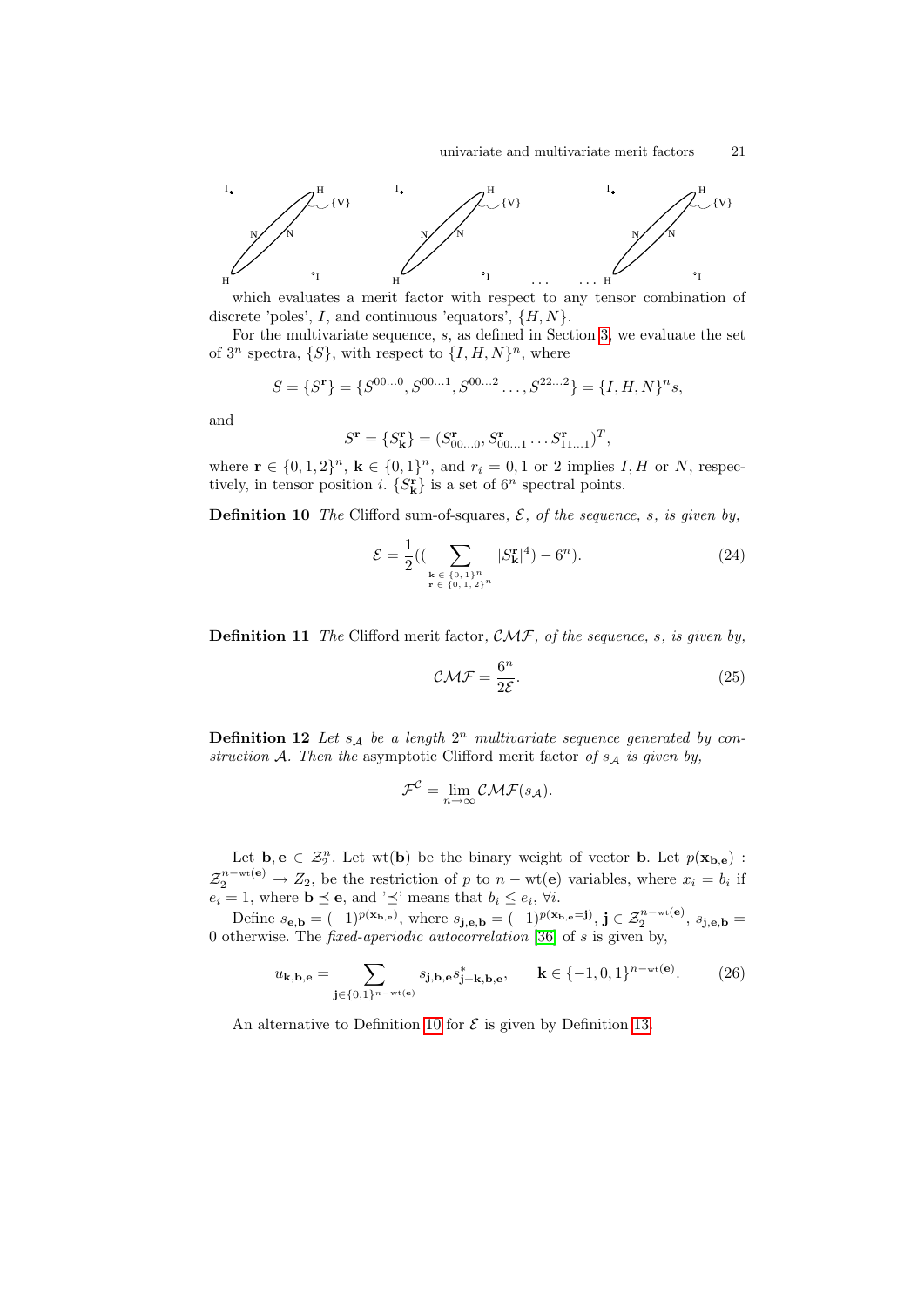which evaluates a merit factor with respect to any tensor combination of discrete 'poles', $I$, and continuous 'equators', $\{H, N\}$.

For the multivariate sequence, $s$, as defined in Section 3, we evaluate the set of $3^n$ spectra, $\{S\}$, with respect to $\{I, H, N\}^n$, where

$$S = \{S^{\mathbf{r}}\} = \{S^{00\ldots0}, S^{00\ldots1}, S^{00\ldots2} \ldots, S^{22\ldots2}\} = \{I, H, N\}^n s,$$

and

$$S^{\mathbf{r}} = \{S^{\mathbf{r}}_{\mathbf{k}}\} = (S^{\mathbf{r}}_{00\ldots0}, S^{\mathbf{r}}_{00\ldots1} \ldots S^{\mathbf{r}}_{11\ldots1})^T,$$

where $\mathbf{r} \in \{0, 1, 2\}^n$, $\mathbf{k} \in \{0, 1\}^n$, and $r_i = 0, 1$ or $2$ implies $I, H$ or $N$, respectively, in tensor position $i$. $\{S^{\mathbf{r}}_{\mathbf{k}}\}$ is a set of $6^n$ spectral points.

**Definition 10** *The* Clifford sum-of-squares*, $\mathcal{E}$, of the sequence, $s$, is given by,*

$$\mathcal{E} = \frac{1}{2}\Big(\Big(\sum_{\substack{\mathbf{k} \in \{0,1\}^n \\ \mathbf{r} \in \{0,1,2\}^n}} |S^{\mathbf{r}}_{\mathbf{k}}|^4\Big) - 6^n\Big). \tag{24}$$

**Definition 11** *The* Clifford merit factor*, $\mathcal{CMF}$, of the sequence, $s$, is given by,*

$$\mathcal{CMF} = \frac{6^n}{2\mathcal{E}}. \tag{25}$$

**Definition 12** *Let $s_{\mathcal{A}}$ be a length $2^n$ multivariate sequence generated by construction $\mathcal{A}$. Then the* asymptotic Clifford merit factor *of $s_{\mathcal{A}}$ is given by,*

$$\mathcal{F}^{\mathcal{C}} = \lim_{n\to\infty} \mathcal{CMF}(s_{\mathcal{A}}).$$

Let $\mathbf{b}, \mathbf{e} \in \mathcal{Z}_2^n$. Let $\mathrm{wt}(\mathbf{b})$ be the binary weight of vector $\mathbf{b}$. Let $p(\mathbf{x}_{\mathbf{b},\mathbf{e}}) : \mathcal{Z}_2^{n-\mathrm{wt}(\mathbf{e})} \to Z_2$, be the restriction of $p$ to $n - \mathrm{wt}(\mathbf{e})$ variables, where $x_i = b_i$ if $e_i = 1$, where $\mathbf{b} \preceq \mathbf{e}$, and '$\preceq$' means that $b_i \le e_i$, $\forall i$.

Define $s_{\mathbf{e},\mathbf{b}} = (-1)^{p(\mathbf{x}_{\mathbf{b},\mathbf{e}})}$, where $s_{\mathbf{j},\mathbf{e},\mathbf{b}} = (-1)^{p(\mathbf{x}_{\mathbf{b},\mathbf{e}}=\mathbf{j})}$, $\mathbf{j} \in \mathcal{Z}_2^{n-\mathrm{wt}(\mathbf{e})}$, $s_{\mathbf{j},\mathbf{e},\mathbf{b}} = 0$ otherwise. The *fixed-aperiodic autocorrelation* [36] of $s$ is given by,

$$u_{\mathbf{k},\mathbf{b},\mathbf{e}} = \sum_{\mathbf{j} \in \{0,1\}^{n-\mathrm{wt}(\mathbf{e})}} s_{\mathbf{j},\mathbf{b},\mathbf{e}} s^*_{\mathbf{j}+\mathbf{k},\mathbf{b},\mathbf{e}}, \qquad \mathbf{k} \in \{-1, 0, 1\}^{n-\mathrm{wt}(\mathbf{e})}. \tag{26}$$

An alternative to Definition 10 for $\mathcal{E}$ is given by Definition 13.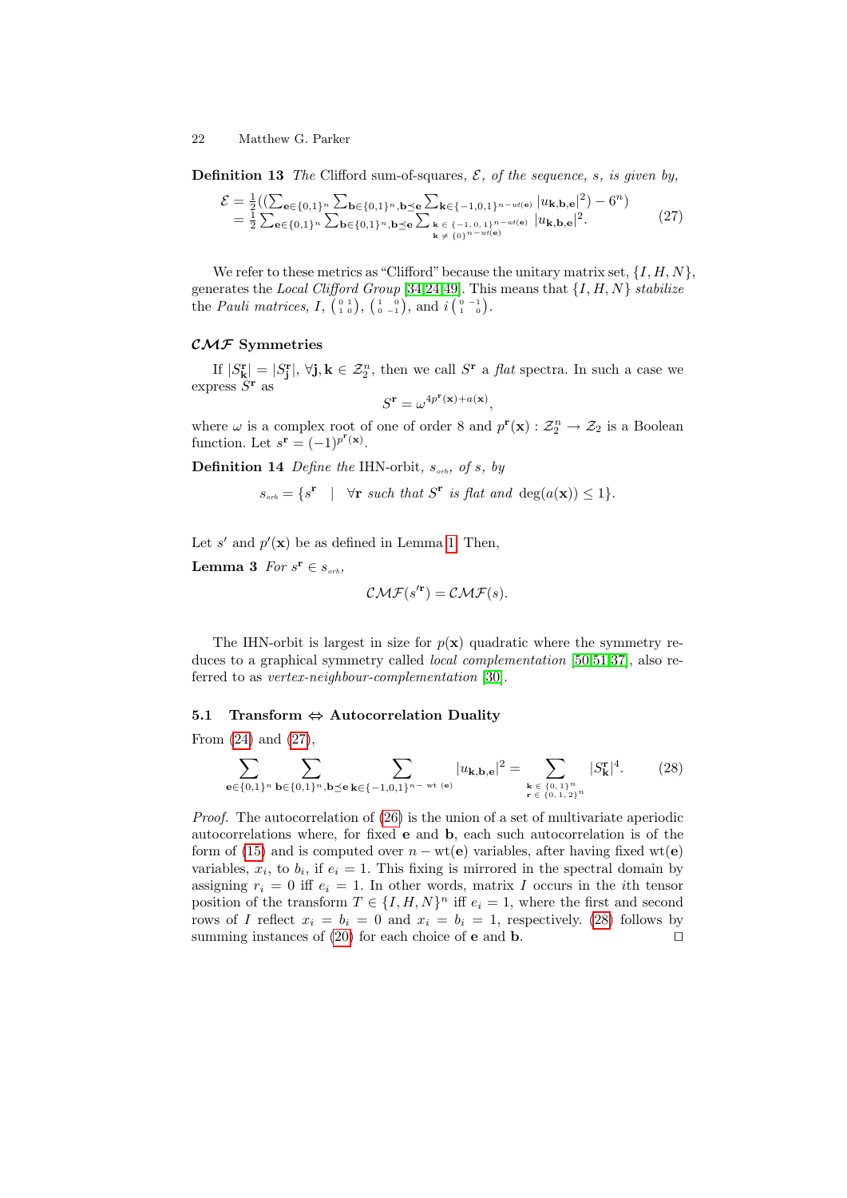**Definition 13** *The* Clifford sum-of-squares, $\mathcal{E}$, *of the sequence, s, is given by,*

$$\mathcal{E} = \frac{1}{2}((\sum_{\mathbf{e}\in\{0,1\}^n}\sum_{\mathbf{b}\in\{0,1\}^n,\mathbf{b}\preceq\mathbf{e}}\sum_{\mathbf{k}\in\{-1,0,1\}^{n-wt(\mathbf{e})}}|u_{\mathbf{k},\mathbf{b},\mathbf{e}}|^2) - 6^n)$$
$$= \frac{1}{2}\sum_{\mathbf{e}\in\{0,1\}^n}\sum_{\mathbf{b}\in\{0,1\}^n,\mathbf{b}\preceq\mathbf{e}}\sum_{\substack{\mathbf{k}\in\{-1,0,1\}^{n-wt(\mathbf{e})}\\ \mathbf{k}\neq\{0\}^{n-wt(\mathbf{e})}}}|u_{\mathbf{k},\mathbf{b},\mathbf{e}}|^2. \quad (27)$$

We refer to these metrics as "Clifford" because the unitary matrix set, $\{I, H, N\}$, generates the *Local Clifford Group* [34,24,49]. This means that $\{I, H, N\}$ *stabilize* the *Pauli matrices*, $I$, $\begin{pmatrix} 0 & 1 \\ 1 & 0 \end{pmatrix}$, $\begin{pmatrix} 1 & 0 \\ 0 & -1 \end{pmatrix}$, and $i\begin{pmatrix} 0 & -1 \\ 1 & 0 \end{pmatrix}$.

### $\mathcal{CMF}$ Symmetries

If $|S^{\mathbf{r}}_{\mathbf{k}}| = |S^{\mathbf{r}}_{\mathbf{j}}|$, $\forall \mathbf{j},\mathbf{k} \in \mathcal{Z}_2^n$, then we call $S^{\mathbf{r}}$ a *flat* spectra. In such a case we express $S^{\mathbf{r}}$ as

$$S^{\mathbf{r}} = \omega^{4p^{\mathbf{r}}(\mathbf{x}) + a(\mathbf{x})},$$

where $\omega$ is a complex root of one of order 8 and $p^{\mathbf{r}}(\mathbf{x}) : \mathcal{Z}_2^n \rightarrow \mathcal{Z}_2$ is a Boolean function. Let $s^{\mathbf{r}} = (-1)^{p^{\mathbf{r}}(\mathbf{x})}$.

**Definition 14** *Define the* IHN-orbit, $s_{orb}$, *of s, by*

$$s_{orb} = \{s^{\mathbf{r}} \quad | \quad \forall \mathbf{r} \text{ such that } S^{\mathbf{r}} \text{ is flat and } \deg(a(\mathbf{x})) \leq 1\}.$$

Let $s'$ and $p'(\mathbf{x})$ be as defined in Lemma 1. Then,

**Lemma 3** *For* $s^{\mathbf{r}} \in s_{orb}$,

$$\mathcal{CMF}(s'^{\mathbf{r}}) = \mathcal{CMF}(s).$$

The IHN-orbit is largest in size for $p(\mathbf{x})$ quadratic where the symmetry reduces to a graphical symmetry called *local complementation* [50,51,37], also referred to as *vertex-neighbour-complementation* [30].

### 5.1 Transform $\Leftrightarrow$ Autocorrelation Duality

From (24) and (27),

$$\sum_{\mathbf{e}\in\{0,1\}^n}\sum_{\mathbf{b}\in\{0,1\}^n,\mathbf{b}\preceq\mathbf{e}}\sum_{\mathbf{k}\in\{-1,0,1\}^{n-\text{ wt }(\mathbf{e})}}|u_{\mathbf{k},\mathbf{b},\mathbf{e}}|^2 = \sum_{\substack{\mathbf{k}\in\{0,1\}^n\\ \mathbf{r}\in\{0,1,2\}^n}}|S^{\mathbf{r}}_{\mathbf{k}}|^4. \quad (28)$$

*Proof.* The autocorrelation of (26) is the union of a set of multivariate aperiodic autocorrelations where, for fixed $\mathbf{e}$ and $\mathbf{b}$, each such autocorrelation is of the form of (15) and is computed over $n - \text{wt}(\mathbf{e})$ variables, after having fixed $\text{wt}(\mathbf{e})$ variables, $x_i$, to $b_i$, if $e_i = 1$. This fixing is mirrored in the spectral domain by assigning $r_i = 0$ iff $e_i = 1$. In other words, matrix $I$ occurs in the $i$th tensor position of the transform $T \in \{I, H, N\}^n$ iff $e_i = 1$, where the first and second rows of $I$ reflect $x_i = b_i = 0$ and $x_i = b_i = 1$, respectively. (28) follows by summing instances of (20) for each choice of $\mathbf{e}$ and $\mathbf{b}$. $\square$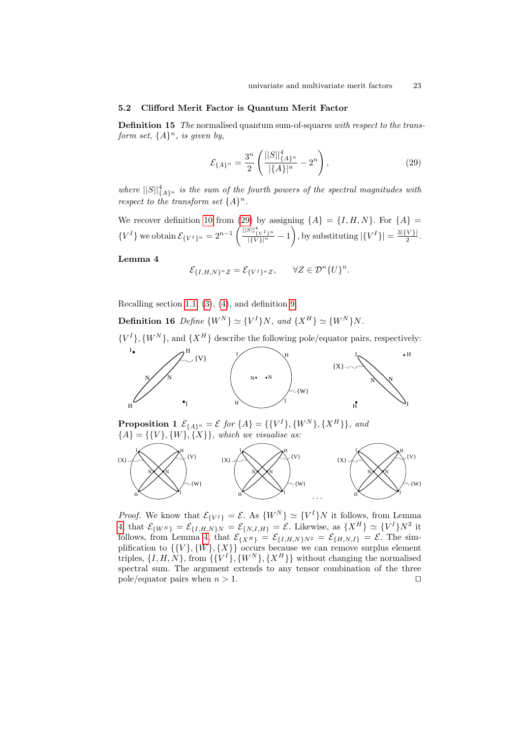### 5.2 Clifford Merit Factor is Quantum Merit Factor

**Definition 15** *The* normalised quantum sum-of-squares *with respect to the transform set, $\{A\}^n$, is given by,*

$$\mathcal{E}_{\{A\}^n} = \frac{3^n}{2}\left(\frac{||S||^4_{\{A\}^n}}{|\{A\}|^n} - 2^n\right), \tag{29}$$

*where $||S||^4_{\{A\}^n}$ is the sum of the fourth powers of the spectral magnitudes with respect to the transform set $\{A\}^n$.*

We recover definition 10 from (29) by assigning $\{A\} = \{I, H, N\}$. For $\{A\} = \{V^I\}$ we obtain $\mathcal{E}_{\{V^I\}^n} = 2^{n-1}\left(\frac{||S||^4_{\{V^I\}^n}}{|\{V\}|^n} - 1\right)$, by substituting $|\{V^I\}| = \frac{3|\{V\}|}{2}$.

**Lemma 4**

$$\mathcal{E}_{\{I,H,N\}^n Z} = \mathcal{E}_{\{V^I\}^n Z}, \qquad \forall Z \in \mathcal{D}^n\{U\}^n.$$

Recalling section 1.1, (3), (4), and definition 9,

**Definition 16** *Define $\{W^N\} \simeq \{V^I\}N$, and $\{X^H\} \simeq \{W^N\}N$.*

$\{V^I\}, \{W^N\}$, and $\{X^H\}$ describe the following pole/equator pairs, respectively:

**Proposition 1** *$\mathcal{E}_{\{A\}^n} = \mathcal{E}$ for $\{A\} = \{\{V^I\}, \{W^N\}, \{X^H\}\}$, and $\{A\} = \{\{V\}, \{W\}, \{X\}\}$, which we visualise as:*

*Proof.* We know that $\mathcal{E}_{\{V^I\}} = \mathcal{E}$. As $\{W^N\} \simeq \{V^I\}N$ it follows, from Lemma 4, that $\mathcal{E}_{\{W^N\}} = \mathcal{E}_{\{I,H,N\}N} = \mathcal{E}_{\{N,I,H\}} = \mathcal{E}$. Likewise, as $\{X^H\} \simeq \{V^I\}N^2$ it follows, from Lemma 4, that $\mathcal{E}_{\{X^H\}} = \mathcal{E}_{\{I,H,N\}N^2} = \mathcal{E}_{\{H,N,I\}} = \mathcal{E}$. The simplification to $\{\{V\}, \{W\}, \{X\}\}$ occurs because we can remove surplus element triples, $\{I, H, N\}$, from $\{\{V^I\}, \{W^N\}, \{X^H\}\}$ without changing the normalised spectral sum. The argument extends to any tensor combination of the three pole/equator pairs when $n > 1$. □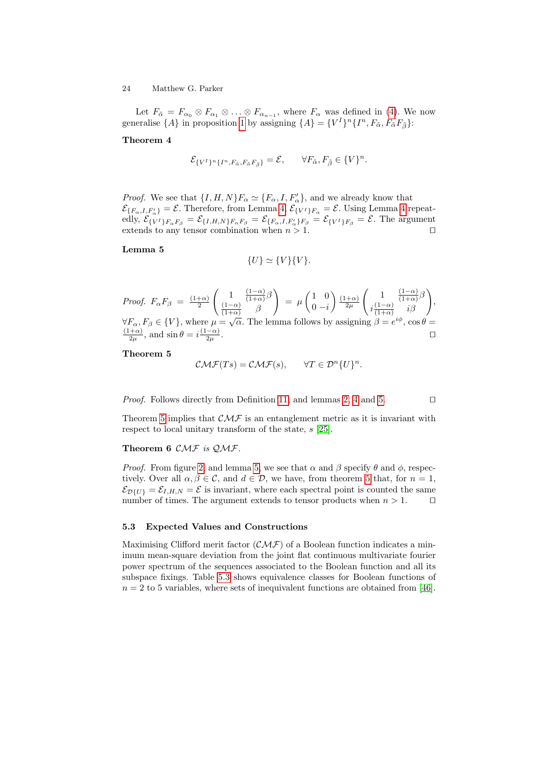Let $F_{\tilde{\alpha}} = F_{\alpha_0} \otimes F_{\alpha_1} \otimes \ldots \otimes F_{\alpha_{n-1}}$, where $F_\alpha$ was defined in (4). We now generalise $\{A\}$ in proposition 1 by assigning $\{A\} = \{V^I\}^n\{I^n, F_{\tilde{\alpha}}, F_{\tilde{\alpha}}F_{\tilde{\beta}}\}$:

**Theorem 4**

$$\mathcal{E}_{\{V^I\}^n\{I^n, F_{\tilde{\alpha}}, F_{\tilde{\alpha}}F_{\tilde{\beta}}\}} = \mathcal{E}, \qquad \forall F_{\tilde{\alpha}}, F_{\tilde{\beta}} \in \{V\}^n.$$

*Proof.* We see that $\{I, H, N\}F_\alpha \simeq \{F_\alpha, I, F'_\alpha\}$, and we already know that $\mathcal{E}_{\{F_\alpha, I, F'_\alpha\}} = \mathcal{E}$. Therefore, from Lemma 4, $\mathcal{E}_{\{V^I\}F_\alpha} = \mathcal{E}$. Using Lemma 4 repeatedly, $\mathcal{E}_{\{V^I\}F_\alpha F_\beta} = \mathcal{E}_{\{I,H,N\}F_\alpha F_\beta} = \mathcal{E}_{\{F_\alpha, I, F'_\alpha\}F_\beta} = \mathcal{E}_{\{V^I\}F_\beta} = \mathcal{E}$. The argument extends to any tensor combination when $n > 1$. $\square$

**Lemma 5**

$$\{U\} \simeq \{V\}\{V\}.$$

*Proof.* $F_\alpha F_\beta = \frac{(1+\alpha)}{2}\begin{pmatrix} 1 & \frac{(1-\alpha)}{(1+\alpha)}\beta \\ \frac{(1-\alpha)}{(1+\alpha)} & \beta \end{pmatrix} = \mu \begin{pmatrix} 1 & 0 \\ 0 & -i \end{pmatrix} \frac{(1+\alpha)}{2\mu} \begin{pmatrix} 1 & \frac{(1-\alpha)}{(1+\alpha)}\beta \\ i\frac{(1-\alpha)}{(1+\alpha)} & i\beta \end{pmatrix}$, $\forall F_\alpha, F_\beta \in \{V\}$, where $\mu = \sqrt{\alpha}$. The lemma follows by assigning $\beta = e^{i\phi}$, $\cos\theta = \frac{(1+\alpha)}{2\mu}$, and $\sin\theta = i\frac{(1-\alpha)}{2\mu}$. $\square$

**Theorem 5**

$$\mathcal{CMF}(Ts) = \mathcal{CMF}(s), \qquad \forall T \in \mathcal{D}^n\{U\}^n.$$

*Proof.* Follows directly from Definition 11, and lemmas 2, 4 and 5. $\square$

Theorem 5 implies that $\mathcal{CMF}$ is an entanglement metric as it is invariant with respect to local unitary transform of the state, $s$ [25].

**Theorem 6** *$\mathcal{CMF}$ is $\mathcal{QMF}$.*

*Proof.* From figure 2, and lemma 5, we see that $\alpha$ and $\beta$ specify $\theta$ and $\phi$, respectively. Over all $\alpha, \beta \in \mathcal{C}$, and $d \in \mathcal{D}$, we have, from theorem 5 that, for $n = 1$, $\mathcal{E}_{\mathcal{D}\{U\}} = \mathcal{E}_{I,H,N} = \mathcal{E}$ is invariant, where each spectral point is counted the same number of times. The argument extends to tensor products when $n > 1$. $\square$

### 5.3 Expected Values and Constructions

Maximising Clifford merit factor ($\mathcal{CMF}$) of a Boolean function indicates a minimum mean-square deviation from the joint flat continuous multivariate fourier power spectrum of the sequences associated to the Boolean function and all its subspace fixings. Table 5.3 shows equivalence classes for Boolean functions of $n = 2$ to 5 variables, where sets of inequivalent functions are obtained from [46].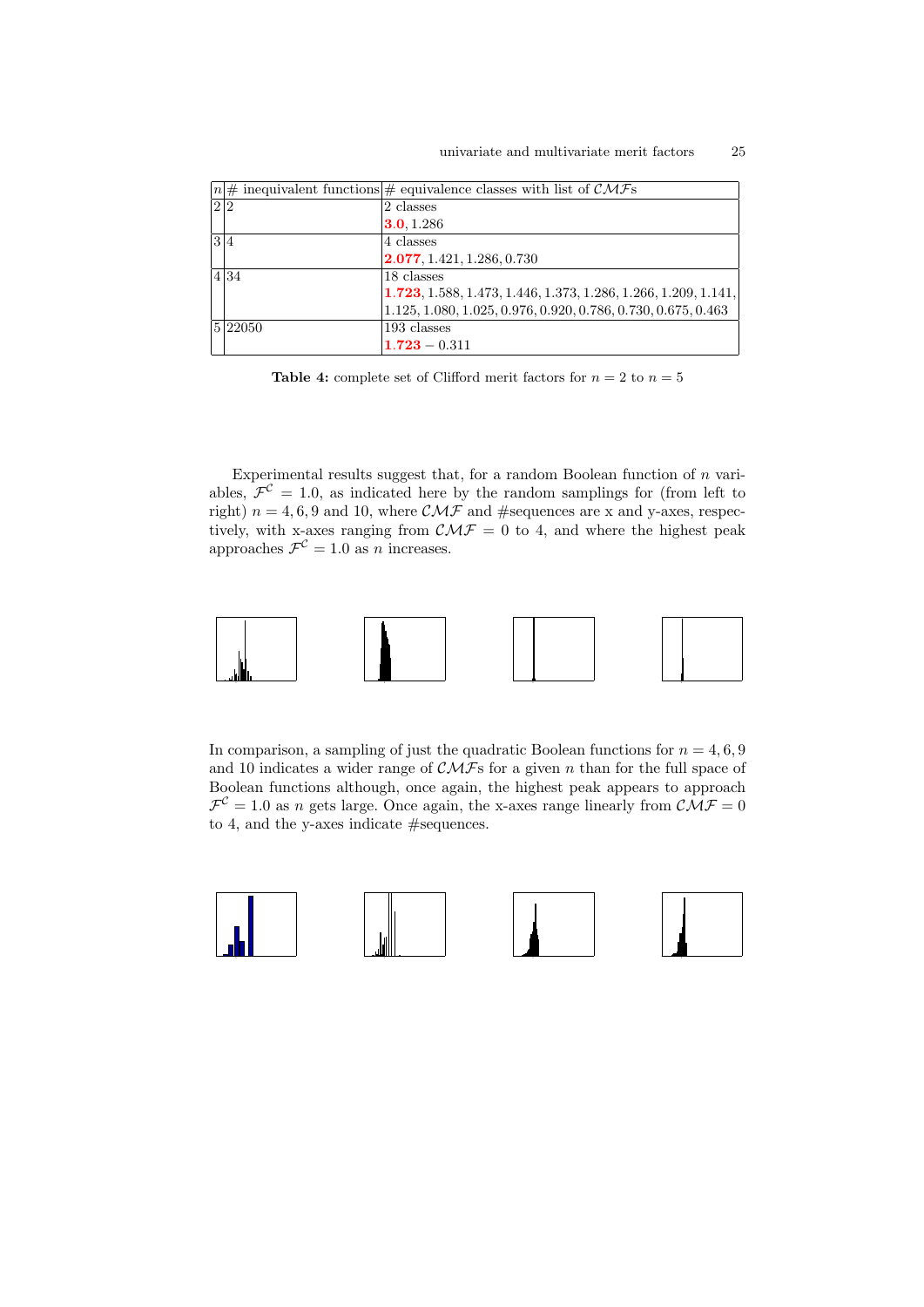| $n$ | # inequivalent functions | # equivalence classes with list of $\mathcal{CMF}$s |
|---|---|---|
| 2 | 2 | 2 classes<br>**3.0**, 1.286 |
| 3 | 4 | 4 classes<br>**2.077**, 1.421, 1.286, 0.730 |
| 4 | 34 | 18 classes<br>**1.723**, 1.588, 1.473, 1.446, 1.373, 1.286, 1.266, 1.209, 1.141, 1.125, 1.080, 1.025, 0.976, 0.920, 0.786, 0.730, 0.675, 0.463 |
| 5 | 22050 | 193 classes<br>**1.723** − 0.311 |

**Table 4:** complete set of Clifford merit factors for $n = 2$ to $n = 5$

Experimental results suggest that, for a random Boolean function of $n$ variables, $\mathcal{F}^{\mathcal{C}} = 1.0$, as indicated here by the random samplings for (from left to right) $n = 4, 6, 9$ and 10, where $\mathcal{CMF}$ and #sequences are x and y-axes, respectively, with x-axes ranging from $\mathcal{CMF} = 0$ to 4, and where the highest peak approaches $\mathcal{F}^{\mathcal{C}} = 1.0$ as $n$ increases.

In comparison, a sampling of just the quadratic Boolean functions for $n = 4, 6, 9$ and 10 indicates a wider range of $\mathcal{CMF}$s for a given $n$ than for the full space of Boolean functions although, once again, the highest peak appears to approach $\mathcal{F}^{\mathcal{C}} = 1.0$ as $n$ gets large. Once again, the x-axes range linearly from $\mathcal{CMF} = 0$ to 4, and the y-axes indicate #sequences.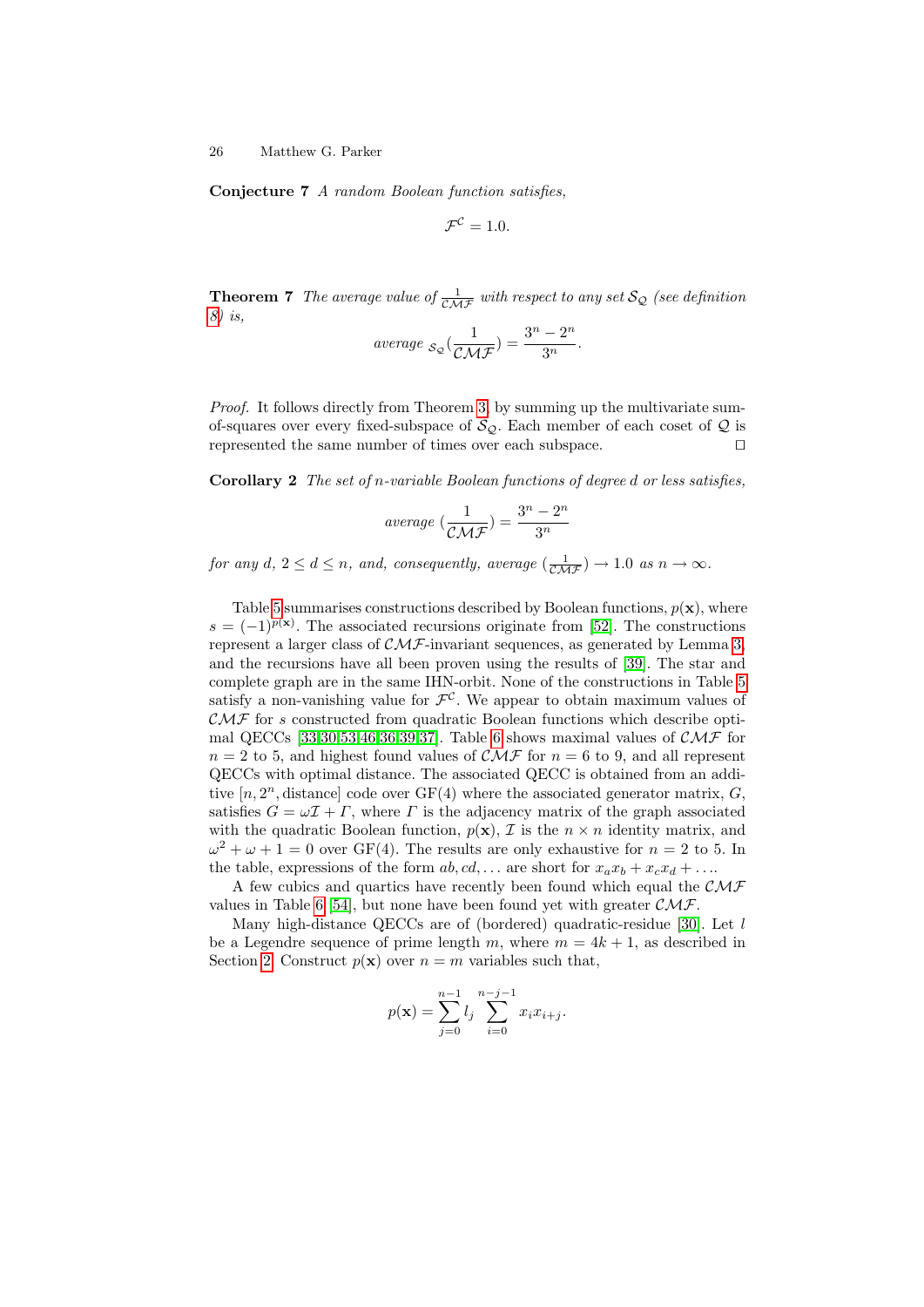**Conjecture 7** *A random Boolean function satisfies,*

$$\mathcal{F}^{\mathcal{C}} = 1.0.$$

**Theorem 7** *The average value of $\frac{1}{\mathcal{CMF}}$ with respect to any set $\mathcal{S}_{\mathcal{Q}}$ (see definition 8) is,*

$$average_{\ \mathcal{S}_{\mathcal{Q}}}(\frac{1}{\mathcal{CMF}}) = \frac{3^n - 2^n}{3^n}.$$

*Proof.* It follows directly from Theorem 3, by summing up the multivariate sum-of-squares over every fixed-subspace of $\mathcal{S}_{\mathcal{Q}}$. Each member of each coset of $\mathcal{Q}$ is represented the same number of times over each subspace. □

**Corollary 2** *The set of $n$-variable Boolean functions of degree $d$ or less satisfies,*

$$average\ (\frac{1}{\mathcal{CMF}}) = \frac{3^n - 2^n}{3^n}$$

*for any $d$, $2 \le d \le n$, and, consequently, average $(\frac{1}{\mathcal{CMF}}) \to 1.0$ as $n \to \infty$.*

Table 5 summarises constructions described by Boolean functions, $p(\mathbf{x})$, where $s = (-1)^{p(\mathbf{x})}$. The associated recursions originate from [52]. The constructions represent a larger class of $\mathcal{CMF}$-invariant sequences, as generated by Lemma 3, and the recursions have all been proven using the results of [39]. The star and complete graph are in the same IHN-orbit. None of the constructions in Table 5 satisfy a non-vanishing value for $\mathcal{F}^{\mathcal{C}}$. We appear to obtain maximum values of $\mathcal{CMF}$ for $s$ constructed from quadratic Boolean functions which describe optimal QECCs [33,30,53,46,36,39,37]. Table 6 shows maximal values of $\mathcal{CMF}$ for $n = 2$ to 5, and highest found values of $\mathcal{CMF}$ for $n = 6$ to 9, and all represent QECCs with optimal distance. The associated QECC is obtained from an additive $[n, 2^n, \text{distance}]$ code over GF(4) where the associated generator matrix, $G$, satisfies $G = \omega\mathcal{I} + \Gamma$, where $\Gamma$ is the adjacency matrix of the graph associated with the quadratic Boolean function, $p(\mathbf{x})$, $\mathcal{I}$ is the $n \times n$ identity matrix, and $\omega^2 + \omega + 1 = 0$ over GF(4). The results are only exhaustive for $n = 2$ to 5. In the table, expressions of the form $ab, cd, \ldots$ are short for $x_a x_b + x_c x_d + \ldots$.

A few cubics and quartics have recently been found which equal the $\mathcal{CMF}$ values in Table 6 [54], but none have been found yet with greater $\mathcal{CMF}$.

Many high-distance QECCs are of (bordered) quadratic-residue [30]. Let $l$ be a Legendre sequence of prime length $m$, where $m = 4k + 1$, as described in Section 2. Construct $p(\mathbf{x})$ over $n = m$ variables such that,

$$p(\mathbf{x}) = \sum_{j=0}^{n-1} l_j \sum_{i=0}^{n-j-1} x_i x_{i+j}.$$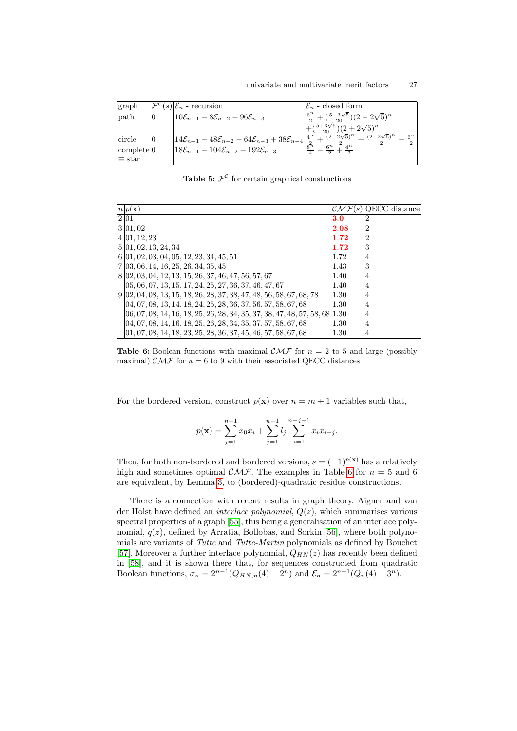| graph | $\mathcal{F}^{\mathcal{C}}(s)$ | $\mathcal{E}_n$ - recursion | $\mathcal{E}_n$ - closed form |
|---|---|---|---|
| path | 0 | $10\mathcal{E}_{n-1} - 8\mathcal{E}_{n-2} - 96\mathcal{E}_{n-3}$ | $\frac{6^n}{2} + (\frac{5-3\sqrt{5}}{20})(2-2\sqrt{5})^n$ $+(\frac{5+3\sqrt{5}}{20})(2+2\sqrt{5})^n$ |
| circle | 0 | $14\mathcal{E}_{n-1} - 48\mathcal{E}_{n-2} - 64\mathcal{E}_{n-3} + 38\mathcal{E}_{n-4}$ | $\frac{4^n}{2} + \frac{(2-2\sqrt{5})^n}{2} + \frac{(2+2\sqrt{5})^n}{2} - \frac{6^n}{2}$ |
| complete $\equiv$ star | 0 | $18\mathcal{E}_{n-1} - 104\mathcal{E}_{n-2} - 192\mathcal{E}_{n-3}$ | $\frac{8^n}{4} - \frac{6^n}{2} + \frac{4^n}{2}$ |

**Table 5:** $\mathcal{F}^{\mathcal{C}}$ for certain graphical constructions

| $n$ | $p(\mathbf{x})$ | $\mathcal{CMF}(s)$ | QECC distance |
|---|---|---|---|
| 2 | 01 | **3.0** | 2 |
| 3 | 01, 02 | **2.08** | 2 |
| 4 | 01, 12, 23 | **1.72** | 2 |
| 5 | 01, 02, 13, 24, 34 | **1.72** | 3 |
| 6 | 01, 02, 03, 04, 05, 12, 23, 34, 45, 51 | 1.72 | 4 |
| 7 | 03, 06, 14, 16, 25, 26, 34, 35, 45 | 1.43 | 3 |
| 8 | 02, 03, 04, 12, 13, 15, 26, 37, 46, 47, 56, 57, 67 | 1.40 | 4 |
| | 05, 06, 07, 13, 15, 17, 24, 25, 27, 36, 37, 46, 47, 67 | 1.40 | 4 |
| 9 | 02, 04, 08, 13, 15, 18, 26, 28, 37, 38, 47, 48, 56, 58, 67, 68, 78 | 1.30 | 4 |
| | 04, 07, 08, 13, 14, 18, 24, 25, 28, 36, 37, 56, 57, 58, 67, 68 | 1.30 | 4 |
| | 06, 07, 08, 14, 16, 18, 25, 26, 28, 34, 35, 37, 38, 47, 48, 57, 58, 68 | 1.30 | 4 |
| | 04, 07, 08, 14, 16, 18, 25, 26, 28, 34, 35, 37, 57, 58, 67, 68 | 1.30 | 4 |
| | 01, 07, 08, 14, 18, 23, 25, 28, 36, 37, 45, 46, 57, 58, 67, 68 | 1.30 | 4 |

**Table 6:** Boolean functions with maximal $\mathcal{CMF}$ for $n = 2$ to 5 and large (possibly maximal) $\mathcal{CMF}$ for $n = 6$ to 9 with their associated QECC distances

For the bordered version, construct $p(\mathbf{x})$ over $n = m + 1$ variables such that,

$$p(\mathbf{x}) = \sum_{j=1}^{n-1} x_0 x_i + \sum_{j=1}^{n-1} l_j \sum_{i=1}^{n-j-1} x_i x_{i+j}.$$

Then, for both non-bordered and bordered versions, $s = (-1)^{p(\mathbf{x})}$ has a relatively high and sometimes optimal $\mathcal{CMF}$. The examples in Table 6 for $n = 5$ and 6 are equivalent, by Lemma 3, to (bordered)-quadratic residue constructions.

There is a connection with recent results in graph theory. Aigner and van der Holst have defined an *interlace polynomial*, $Q(z)$, which summarises various spectral properties of a graph [55], this being a generalisation of an interlace polynomial, $q(z)$, defined by Arratia, Bollobas, and Sorkin [56], where both polynomials are variants of *Tutte* and *Tutte-Martin* polynomials as defined by Bouchet [57]. Moreover a further interlace polynomial, $Q_{HN}(z)$ has recently been defined in [58], and it is shown there that, for sequences constructed from quadratic Boolean functions, $\sigma_n = 2^{n-1}(Q_{HN,n}(4) - 2^n)$ and $\mathcal{E}_n = 2^{n-1}(Q_n(4) - 3^n)$.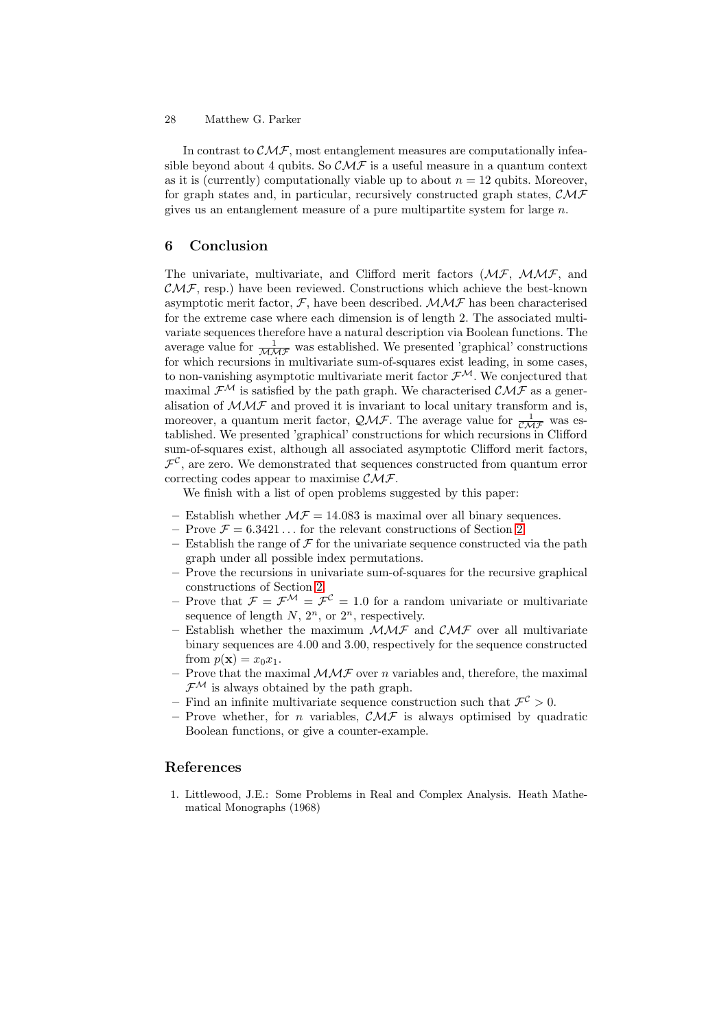In contrast to $\mathcal{CMF}$, most entanglement measures are computationally infeasible beyond about 4 qubits. So $\mathcal{CMF}$ is a useful measure in a quantum context as it is (currently) computationally viable up to about $n = 12$ qubits. Moreover, for graph states and, in particular, recursively constructed graph states, $\mathcal{CMF}$ gives us an entanglement measure of a pure multipartite system for large $n$.

## 6 Conclusion

The univariate, multivariate, and Clifford merit factors ($\mathcal{MF}$, $\mathcal{MMF}$, and $\mathcal{CMF}$, resp.) have been reviewed. Constructions which achieve the best-known asymptotic merit factor, $\mathcal{F}$, have been described. $\mathcal{MMF}$ has been characterised for the extreme case where each dimension is of length 2. The associated multivariate sequences therefore have a natural description via Boolean functions. The average value for $\frac{1}{\mathcal{MMF}}$ was established. We presented 'graphical' constructions for which recursions in multivariate sum-of-squares exist leading, in some cases, to non-vanishing asymptotic multivariate merit factor $\mathcal{F}^{\mathcal{M}}$. We conjectured that maximal $\mathcal{F}^{\mathcal{M}}$ is satisfied by the path graph. We characterised $\mathcal{CMF}$ as a generalisation of $\mathcal{MMF}$ and proved it is invariant to local unitary transform and is, moreover, a quantum merit factor, $\mathcal{QMF}$. The average value for $\frac{1}{\mathcal{CMF}}$ was established. We presented 'graphical' constructions for which recursions in Clifford sum-of-squares exist, although all associated asymptotic Clifford merit factors, $\mathcal{F}^{\mathcal{C}}$, are zero. We demonstrated that sequences constructed from quantum error correcting codes appear to maximise $\mathcal{CMF}$.

We finish with a list of open problems suggested by this paper:

- Establish whether $\mathcal{MF} = 14.083$ is maximal over all binary sequences.
- Prove $\mathcal{F} = 6.3421\ldots$ for the relevant constructions of Section 2.
- Establish the range of $\mathcal{F}$ for the univariate sequence constructed via the path graph under all possible index permutations.
- Prove the recursions in univariate sum-of-squares for the recursive graphical constructions of Section 2.
- Prove that $\mathcal{F} = \mathcal{F}^{\mathcal{M}} = \mathcal{F}^{\mathcal{C}} = 1.0$ for a random univariate or multivariate sequence of length $N$, $2^n$, or $2^n$, respectively.
- Establish whether the maximum $\mathcal{MMF}$ and $\mathcal{CMF}$ over all multivariate binary sequences are 4.00 and 3.00, respectively for the sequence constructed from $p(\mathbf{x}) = x_0x_1$.
- Prove that the maximal $\mathcal{MMF}$ over $n$ variables and, therefore, the maximal $\mathcal{F}^{\mathcal{M}}$ is always obtained by the path graph.
- Find an infinite multivariate sequence construction such that $\mathcal{F}^{\mathcal{C}} > 0$.
- Prove whether, for $n$ variables, $\mathcal{CMF}$ is always optimised by quadratic Boolean functions, or give a counter-example.

## References

1. Littlewood, J.E.: Some Problems in Real and Complex Analysis. Heath Mathematical Monographs (1968)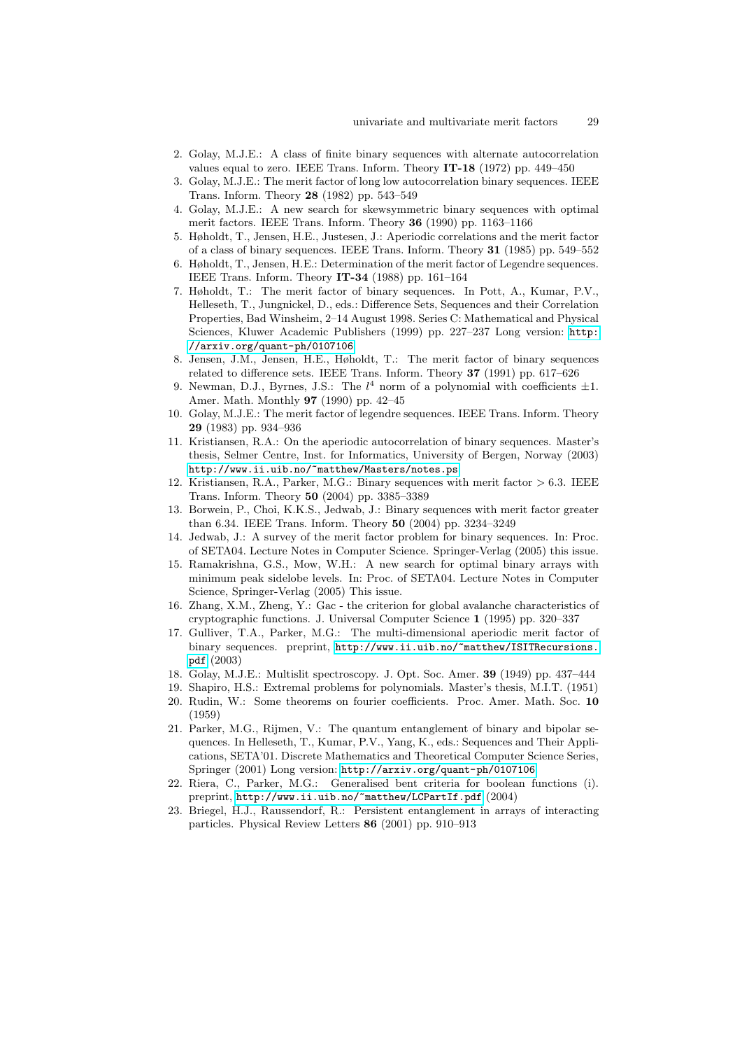2. Golay, M.J.E.: A class of finite binary sequences with alternate autocorrelation values equal to zero. IEEE Trans. Inform. Theory **IT-18** (1972) pp. 449–450
3. Golay, M.J.E.: The merit factor of long low autocorrelation binary sequences. IEEE Trans. Inform. Theory **28** (1982) pp. 543–549
4. Golay, M.J.E.: A new search for skewsymmetric binary sequences with optimal merit factors. IEEE Trans. Inform. Theory **36** (1990) pp. 1163–1166
5. Høholdt, T., Jensen, H.E., Justesen, J.: Aperiodic correlations and the merit factor of a class of binary sequences. IEEE Trans. Inform. Theory **31** (1985) pp. 549–552
6. Høholdt, T., Jensen, H.E.: Determination of the merit factor of Legendre sequences. IEEE Trans. Inform. Theory **IT-34** (1988) pp. 161–164
7. Høholdt, T.: The merit factor of binary sequences. In Pott, A., Kumar, P.V., Helleseth, T., Jungnickel, D., eds.: Difference Sets, Sequences and their Correlation Properties, Bad Winsheim, 2–14 August 1998. Series C: Mathematical and Physical Sciences, Kluwer Academic Publishers (1999) pp. 227–237 Long version: http://arxiv.org/quant-ph/0107106
8. Jensen, J.M., Jensen, H.E., Høholdt, T.: The merit factor of binary sequences related to difference sets. IEEE Trans. Inform. Theory **37** (1991) pp. 617–626
9. Newman, D.J., Byrnes, J.S.: The $l^4$ norm of a polynomial with coefficients $\pm 1$. Amer. Math. Monthly **97** (1990) pp. 42–45
10. Golay, M.J.E.: The merit factor of legendre sequences. IEEE Trans. Inform. Theory **29** (1983) pp. 934–936
11. Kristiansen, R.A.: On the aperiodic autocorrelation of binary sequences. Master's thesis, Selmer Centre, Inst. for Informatics, University of Bergen, Norway (2003) http://www.ii.uib.no/~matthew/Masters/notes.ps
12. Kristiansen, R.A., Parker, M.G.: Binary sequences with merit factor $> 6.3$. IEEE Trans. Inform. Theory **50** (2004) pp. 3385–3389
13. Borwein, P., Choi, K.K.S., Jedwab, J.: Binary sequences with merit factor greater than 6.34. IEEE Trans. Inform. Theory **50** (2004) pp. 3234–3249
14. Jedwab, J.: A survey of the merit factor problem for binary sequences. In: Proc. of SETA04. Lecture Notes in Computer Science. Springer-Verlag (2005) this issue.
15. Ramakrishna, G.S., Mow, W.H.: A new search for optimal binary arrays with minimum peak sidelobe levels. In: Proc. of SETA04. Lecture Notes in Computer Science, Springer-Verlag (2005) This issue.
16. Zhang, X.M., Zheng, Y.: Gac - the criterion for global avalanche characteristics of cryptographic functions. J. Universal Computer Science **1** (1995) pp. 320–337
17. Gulliver, T.A., Parker, M.G.: The multi-dimensional aperiodic merit factor of binary sequences. preprint, http://www.ii.uib.no/~matthew/ISITRecursions.pdf (2003)
18. Golay, M.J.E.: Multislit spectroscopy. J. Opt. Soc. Amer. **39** (1949) pp. 437–444
19. Shapiro, H.S.: Extremal problems for polynomials. Master's thesis, M.I.T. (1951)
20. Rudin, W.: Some theorems on fourier coefficients. Proc. Amer. Math. Soc. **10** (1959)
21. Parker, M.G., Rijmen, V.: The quantum entanglement of binary and bipolar sequences. In Helleseth, T., Kumar, P.V., Yang, K., eds.: Sequences and Their Applications, SETA'01. Discrete Mathematics and Theoretical Computer Science Series, Springer (2001) Long version: http://arxiv.org/quant-ph/0107106
22. Riera, C., Parker, M.G.: Generalised bent criteria for boolean functions (i). preprint, http://www.ii.uib.no/~matthew/LCPartIf.pdf (2004)
23. Briegel, H.J., Raussendorf, R.: Persistent entanglement in arrays of interacting particles. Physical Review Letters **86** (2001) pp. 910–913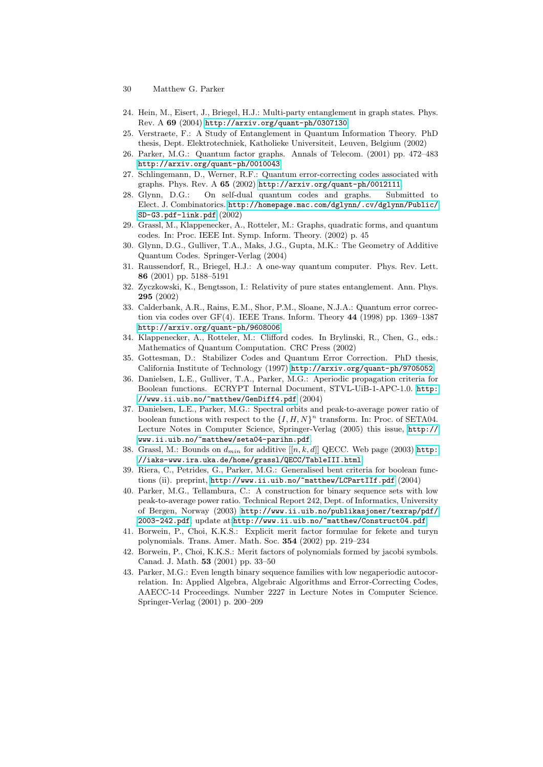24. Hein, M., Eisert, J., Briegel, H.J.: Multi-party entanglement in graph states. Phys. Rev. A **69** (2004) http://arxiv.org/quant-ph/0307130
25. Verstraete, F.: A Study of Entanglement in Quantum Information Theory. PhD thesis, Dept. Elektrotechniek, Katholieke Universiteit, Leuven, Belgium (2002)
26. Parker, M.G.: Quantum factor graphs. Annals of Telecom. (2001) pp. 472–483 http://arxiv.org/quant-ph/0010043
27. Schlingemann, D., Werner, R.F.: Quantum error-correcting codes associated with graphs. Phys. Rev. A **65** (2002) http://arxiv.org/quant-ph/0012111
28. Glynn, D.G.: On self-dual quantum codes and graphs. Submitted to Elect. J. Combinatorics. http://homepage.mac.com/dglynn/.cv/dglynn/Public/SD-G3.pdf-link.pdf (2002)
29. Grassl, M., Klappenecker, A., Rotteler, M.: Graphs, quadratic forms, and quantum codes. In: Proc. IEEE Int. Symp. Inform. Theory. (2002) p. 45
30. Glynn, D.G., Gulliver, T.A., Maks, J.G., Gupta, M.K.: The Geometry of Additive Quantum Codes. Springer-Verlag (2004)
31. Raussendorf, R., Briegel, H.J.: A one-way quantum computer. Phys. Rev. Lett. **86** (2001) pp. 5188–5191
32. Zyczkowski, K., Bengtsson, I.: Relativity of pure states entanglement. Ann. Phys. **295** (2002)
33. Calderbank, A.R., Rains, E.M., Shor, P.M., Sloane, N.J.A.: Quantum error correction via codes over GF(4). IEEE Trans. Inform. Theory **44** (1998) pp. 1369–1387 http://arxiv.org/quant-ph/9608006
34. Klappenecker, A., Rotteler, M.: Clifford codes. In Brylinski, R., Chen, G., eds.: Mathematics of Quantum Computation. CRC Press (2002)
35. Gottesman, D.: Stabilizer Codes and Quantum Error Correction. PhD thesis, California Institute of Technology (1997) http://arxiv.org/quant-ph/9705052
36. Danielsen, L.E., Gulliver, T.A., Parker, M.G.: Aperiodic propagation criteria for Boolean functions. ECRYPT Internal Document, STVL-UiB-1-APC-1.0. http://www.ii.uib.no/~matthew/GenDiff4.pdf (2004)
37. Danielsen, L.E., Parker, M.G.: Spectral orbits and peak-to-average power ratio of boolean functions with respect to the $\{I, H, N\}^n$ transform. In: Proc. of SETA04. Lecture Notes in Computer Science, Springer-Verlag (2005) this issue, http://www.ii.uib.no/~matthew/seta04-parihn.pdf.
38. Grassl, M.: Bounds on $d_{min}$ for additive $[[n, k, d]]$ QECC. Web page (2003) http://iaks-www.ira.uka.de/home/grassl/QECC/TableIII.html
39. Riera, C., Petrides, G., Parker, M.G.: Generalised bent criteria for boolean functions (ii). preprint, http://www.ii.uib.no/~matthew/LCPartIIf.pdf (2004)
40. Parker, M.G., Tellambura, C.: A construction for binary sequence sets with low peak-to-average power ratio. Technical Report 242, Dept. of Informatics, University of Bergen, Norway (2003) http://www.ii.uib.no/publikasjoner/texrap/pdf/2003-242.pdf, update at:http://www.ii.uib.no/~matthew/Construct04.pdf
41. Borwein, P., Choi, K.K.S.: Explicit merit factor formulae for fekete and turyn polynomials. Trans. Amer. Math. Soc. **354** (2002) pp. 219–234
42. Borwein, P., Choi, K.K.S.: Merit factors of polynomials formed by jacobi symbols. Canad. J. Math. **53** (2001) pp. 33–50
43. Parker, M.G.: Even length binary sequence families with low negaperiodic autocorrelation. In: Applied Algebra, Algebraic Algorithms and Error-Correcting Codes, AAECC-14 Proceedings. Number 2227 in Lecture Notes in Computer Science. Springer-Verlag (2001) p. 200–209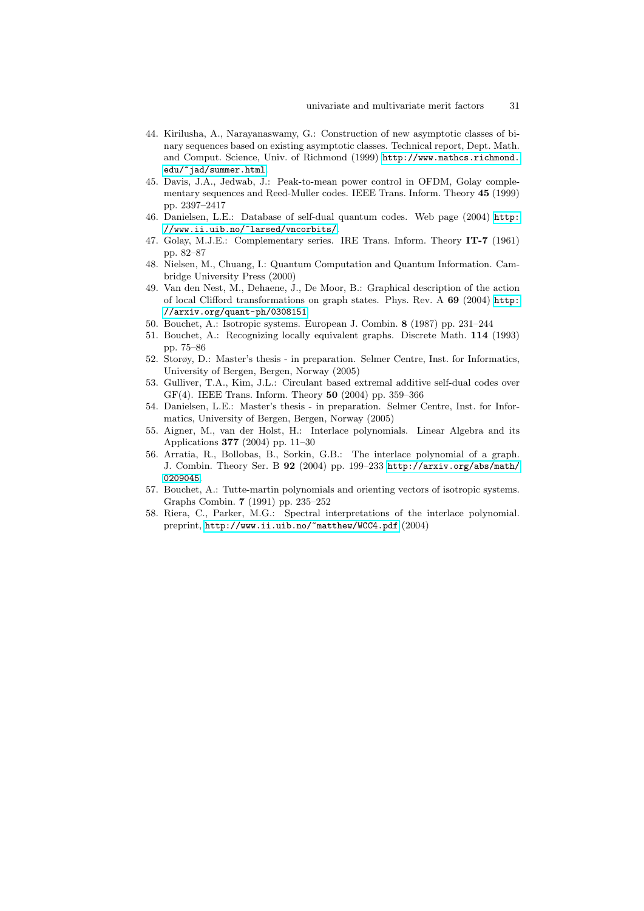44. Kirilusha, A., Narayanaswamy, G.: Construction of new asymptotic classes of binary sequences based on existing asymptotic classes. Technical report, Dept. Math. and Comput. Science, Univ. of Richmond (1999) http://www.mathcs.richmond.edu/~jad/summer.html
45. Davis, J.A., Jedwab, J.: Peak-to-mean power control in OFDM, Golay complementary sequences and Reed-Muller codes. IEEE Trans. Inform. Theory **45** (1999) pp. 2397–2417
46. Danielsen, L.E.: Database of self-dual quantum codes. Web page (2004) http://www.ii.uib.no/~larsed/vncorbits/
47. Golay, M.J.E.: Complementary series. IRE Trans. Inform. Theory **IT-7** (1961) pp. 82–87
48. Nielsen, M., Chuang, I.: Quantum Computation and Quantum Information. Cambridge University Press (2000)
49. Van den Nest, M., Dehaene, J., De Moor, B.: Graphical description of the action of local Clifford transformations on graph states. Phys. Rev. A **69** (2004) http://arxiv.org/quant-ph/0308151
50. Bouchet, A.: Isotropic systems. European J. Combin. **8** (1987) pp. 231–244
51. Bouchet, A.: Recognizing locally equivalent graphs. Discrete Math. **114** (1993) pp. 75–86
52. Storøy, D.: Master's thesis - in preparation. Selmer Centre, Inst. for Informatics, University of Bergen, Bergen, Norway (2005)
53. Gulliver, T.A., Kim, J.L.: Circulant based extremal additive self-dual codes over GF(4). IEEE Trans. Inform. Theory **50** (2004) pp. 359–366
54. Danielsen, L.E.: Master's thesis - in preparation. Selmer Centre, Inst. for Informatics, University of Bergen, Bergen, Norway (2005)
55. Aigner, M., van der Holst, H.: Interlace polynomials. Linear Algebra and its Applications **377** (2004) pp. 11–30
56. Arratia, R., Bollobas, B., Sorkin, G.B.: The interlace polynomial of a graph. J. Combin. Theory Ser. B **92** (2004) pp. 199–233 http://arxiv.org/abs/math/0209045
57. Bouchet, A.: Tutte-martin polynomials and orienting vectors of isotropic systems. Graphs Combin. **7** (1991) pp. 235–252
58. Riera, C., Parker, M.G.: Spectral interpretations of the interlace polynomial. preprint, http://www.ii.uib.no/~matthew/WCC4.pdf (2004)